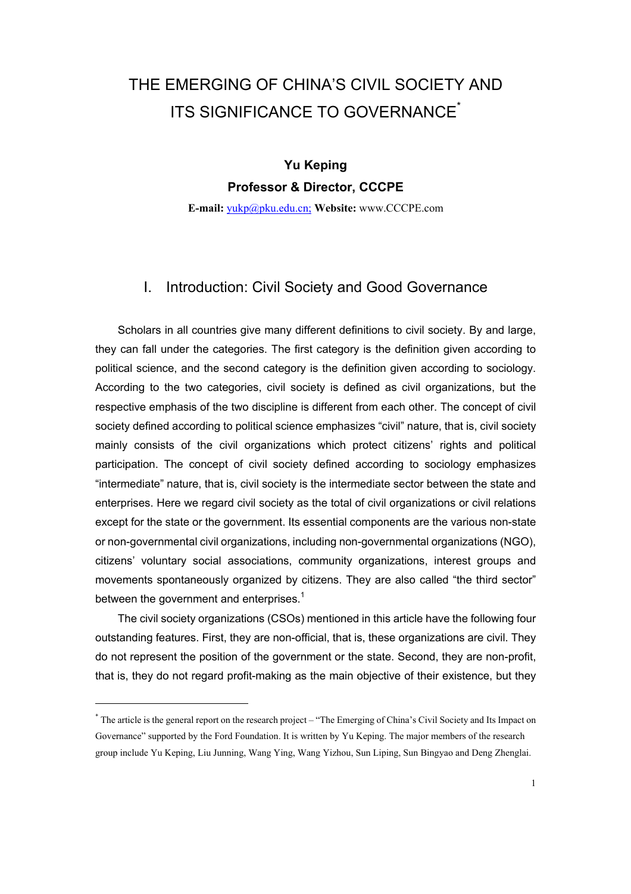# THE EMERGING OF CHINA'S CIVIL SOCIETY AND ITS SIGNIFICANCE TO GOVERNANCE[*]

**Yu Keping**

**Professor & Director, CCCPE**

**E-mail:** yukp@pku.edu.cn; **Website:** www.CCCPE.com

## I. Introduction: Civil Society and Good Governance

Scholars in all countries give many different definitions to civil society. By and large, they can fall under the categories. The first category is the definition given according to political science, and the second category is the definition given according to sociology. According to the two categories, civil society is defined as civil organizations, but the respective emphasis of the two discipline is different from each other. The concept of civil society defined according to political science emphasizes "civil" nature, that is, civil society mainly consists of the civil organizations which protect citizens' rights and political participation. The concept of civil society defined according to sociology emphasizes "intermediate" nature, that is, civil society is the intermediate sector between the state and enterprises. Here we regard civil society as the total of civil organizations or civil relations except for the state or the government. Its essential components are the various non-state or non-governmental civil organizations, including non-governmental organizations (NGO), citizens' voluntary social associations, community organizations, interest groups and movements spontaneously organized by citizens. They are also called "the third sector" between the government and enterprises.[1]

The civil society organizations (CSOs) mentioned in this article have the following four outstanding features. First, they are non-official, that is, these organizations are civil. They do not represent the position of the government or the state. Second, they are non-profit, that is, they do not regard profit-making as the main objective of their existence, but they

---

[*] The article is the general report on the research project – "The Emerging of China's Civil Society and Its Impact on Governance" supported by the Ford Foundation. It is written by Yu Keping. The major members of the research group include Yu Keping, Liu Junning, Wang Ying, Wang Yizhou, Sun Liping, Sun Bingyao and Deng Zhenglai.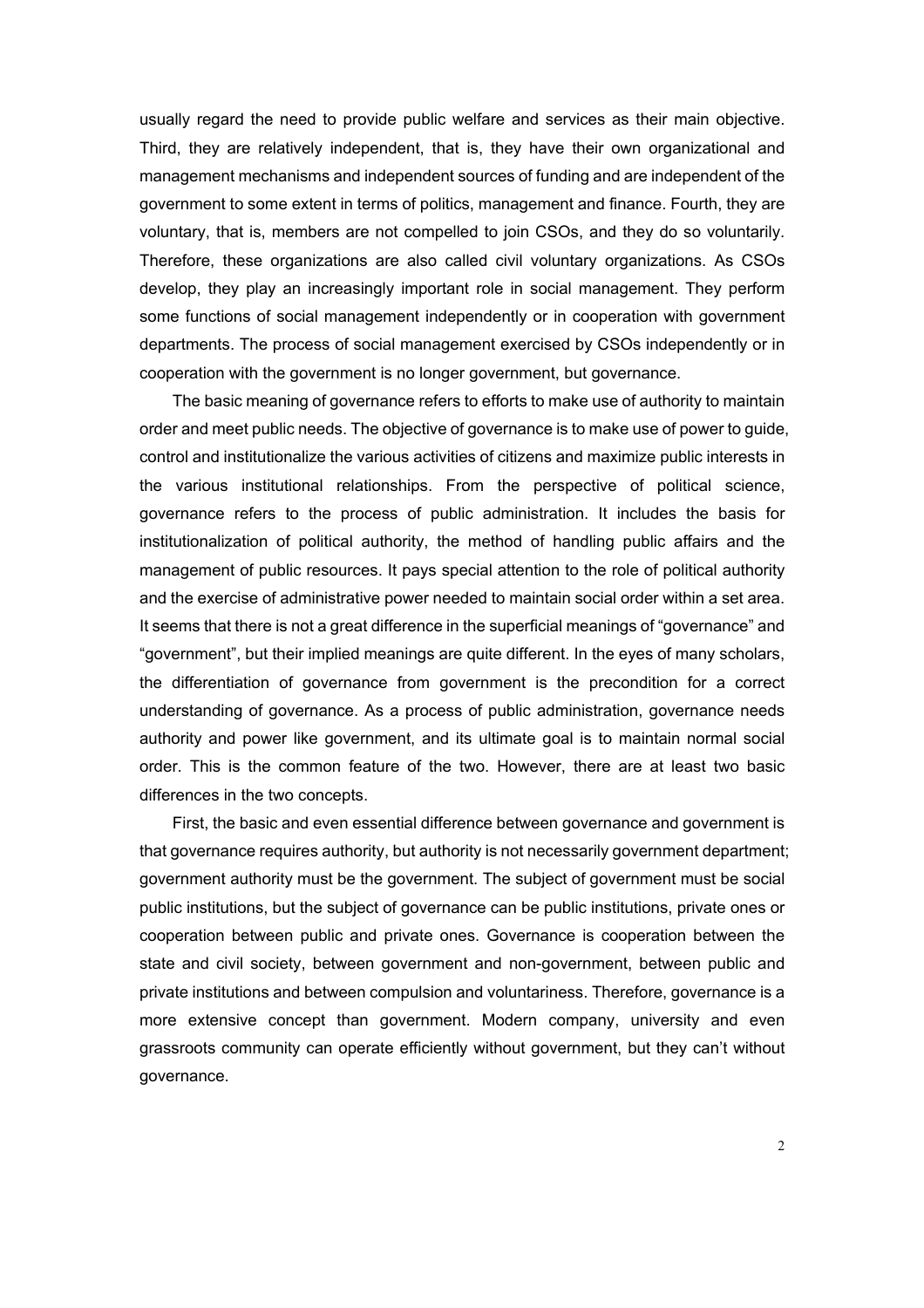usually regard the need to provide public welfare and services as their main objective. Third, they are relatively independent, that is, they have their own organizational and management mechanisms and independent sources of funding and are independent of the government to some extent in terms of politics, management and finance. Fourth, they are voluntary, that is, members are not compelled to join CSOs, and they do so voluntarily. Therefore, these organizations are also called civil voluntary organizations. As CSOs develop, they play an increasingly important role in social management. They perform some functions of social management independently or in cooperation with government departments. The process of social management exercised by CSOs independently or in cooperation with the government is no longer government, but governance.

The basic meaning of governance refers to efforts to make use of authority to maintain order and meet public needs. The objective of governance is to make use of power to guide, control and institutionalize the various activities of citizens and maximize public interests in the various institutional relationships. From the perspective of political science, governance refers to the process of public administration. It includes the basis for institutionalization of political authority, the method of handling public affairs and the management of public resources. It pays special attention to the role of political authority and the exercise of administrative power needed to maintain social order within a set area. It seems that there is not a great difference in the superficial meanings of "governance" and "government", but their implied meanings are quite different. In the eyes of many scholars, the differentiation of governance from government is the precondition for a correct understanding of governance. As a process of public administration, governance needs authority and power like government, and its ultimate goal is to maintain normal social order. This is the common feature of the two. However, there are at least two basic differences in the two concepts.

First, the basic and even essential difference between governance and government is that governance requires authority, but authority is not necessarily government department; government authority must be the government. The subject of government must be social public institutions, but the subject of governance can be public institutions, private ones or cooperation between public and private ones. Governance is cooperation between the state and civil society, between government and non-government, between public and private institutions and between compulsion and voluntariness. Therefore, governance is a more extensive concept than government. Modern company, university and even grassroots community can operate efficiently without government, but they can't without governance.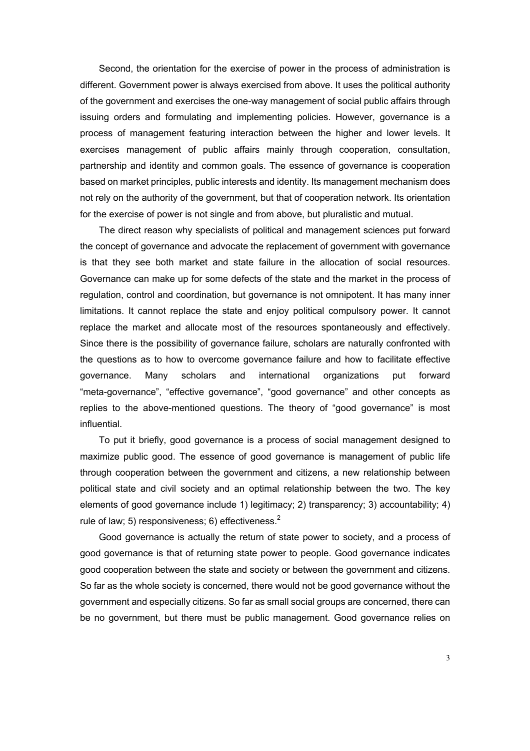Second, the orientation for the exercise of power in the process of administration is different. Government power is always exercised from above. It uses the political authority of the government and exercises the one-way management of social public affairs through issuing orders and formulating and implementing policies. However, governance is a process of management featuring interaction between the higher and lower levels. It exercises management of public affairs mainly through cooperation, consultation, partnership and identity and common goals. The essence of governance is cooperation based on market principles, public interests and identity. Its management mechanism does not rely on the authority of the government, but that of cooperation network. Its orientation for the exercise of power is not single and from above, but pluralistic and mutual.

The direct reason why specialists of political and management sciences put forward the concept of governance and advocate the replacement of government with governance is that they see both market and state failure in the allocation of social resources. Governance can make up for some defects of the state and the market in the process of regulation, control and coordination, but governance is not omnipotent. It has many inner limitations. It cannot replace the state and enjoy political compulsory power. It cannot replace the market and allocate most of the resources spontaneously and effectively. Since there is the possibility of governance failure, scholars are naturally confronted with the questions as to how to overcome governance failure and how to facilitate effective governance. Many scholars and international organizations put forward "meta-governance", "effective governance", "good governance" and other concepts as replies to the above-mentioned questions. The theory of "good governance" is most influential.

To put it briefly, good governance is a process of social management designed to maximize public good. The essence of good governance is management of public life through cooperation between the government and citizens, a new relationship between political state and civil society and an optimal relationship between the two. The key elements of good governance include 1) legitimacy; 2) transparency; 3) accountability; 4) rule of law; 5) responsiveness; 6) effectiveness.[2]

Good governance is actually the return of state power to society, and a process of good governance is that of returning state power to people. Good governance indicates good cooperation between the state and society or between the government and citizens. So far as the whole society is concerned, there would not be good governance without the government and especially citizens. So far as small social groups are concerned, there can be no government, but there must be public management. Good governance relies on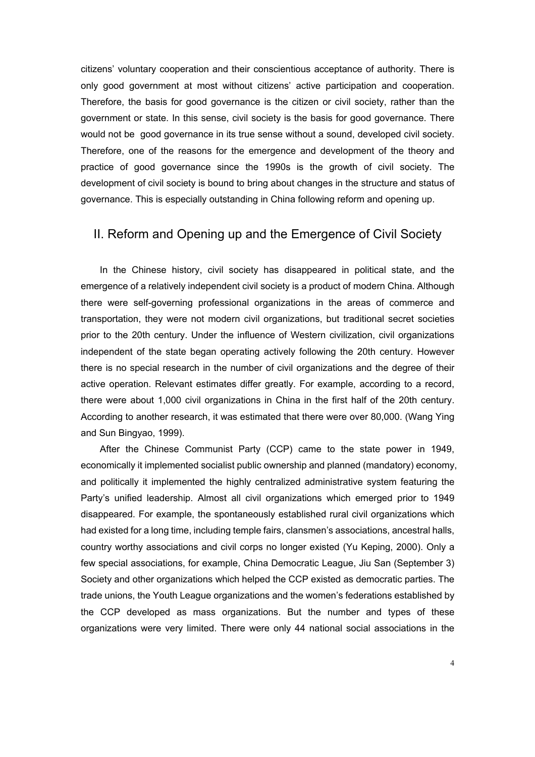citizens' voluntary cooperation and their conscientious acceptance of authority. There is only good government at most without citizens' active participation and cooperation. Therefore, the basis for good governance is the citizen or civil society, rather than the government or state. In this sense, civil society is the basis for good governance. There would not be good governance in its true sense without a sound, developed civil society. Therefore, one of the reasons for the emergence and development of the theory and practice of good governance since the 1990s is the growth of civil society. The development of civil society is bound to bring about changes in the structure and status of governance. This is especially outstanding in China following reform and opening up.

## II. Reform and Opening up and the Emergence of Civil Society

In the Chinese history, civil society has disappeared in political state, and the emergence of a relatively independent civil society is a product of modern China. Although there were self-governing professional organizations in the areas of commerce and transportation, they were not modern civil organizations, but traditional secret societies prior to the 20th century. Under the influence of Western civilization, civil organizations independent of the state began operating actively following the 20th century. However there is no special research in the number of civil organizations and the degree of their active operation. Relevant estimates differ greatly. For example, according to a record, there were about 1,000 civil organizations in China in the first half of the 20th century. According to another research, it was estimated that there were over 80,000. (Wang Ying and Sun Bingyao, 1999).

After the Chinese Communist Party (CCP) came to the state power in 1949, economically it implemented socialist public ownership and planned (mandatory) economy, and politically it implemented the highly centralized administrative system featuring the Party's unified leadership. Almost all civil organizations which emerged prior to 1949 disappeared. For example, the spontaneously established rural civil organizations which had existed for a long time, including temple fairs, clansmen's associations, ancestral halls, country worthy associations and civil corps no longer existed (Yu Keping, 2000). Only a few special associations, for example, China Democratic League, Jiu San (September 3) Society and other organizations which helped the CCP existed as democratic parties. The trade unions, the Youth League organizations and the women's federations established by the CCP developed as mass organizations. But the number and types of these organizations were very limited. There were only 44 national social associations in the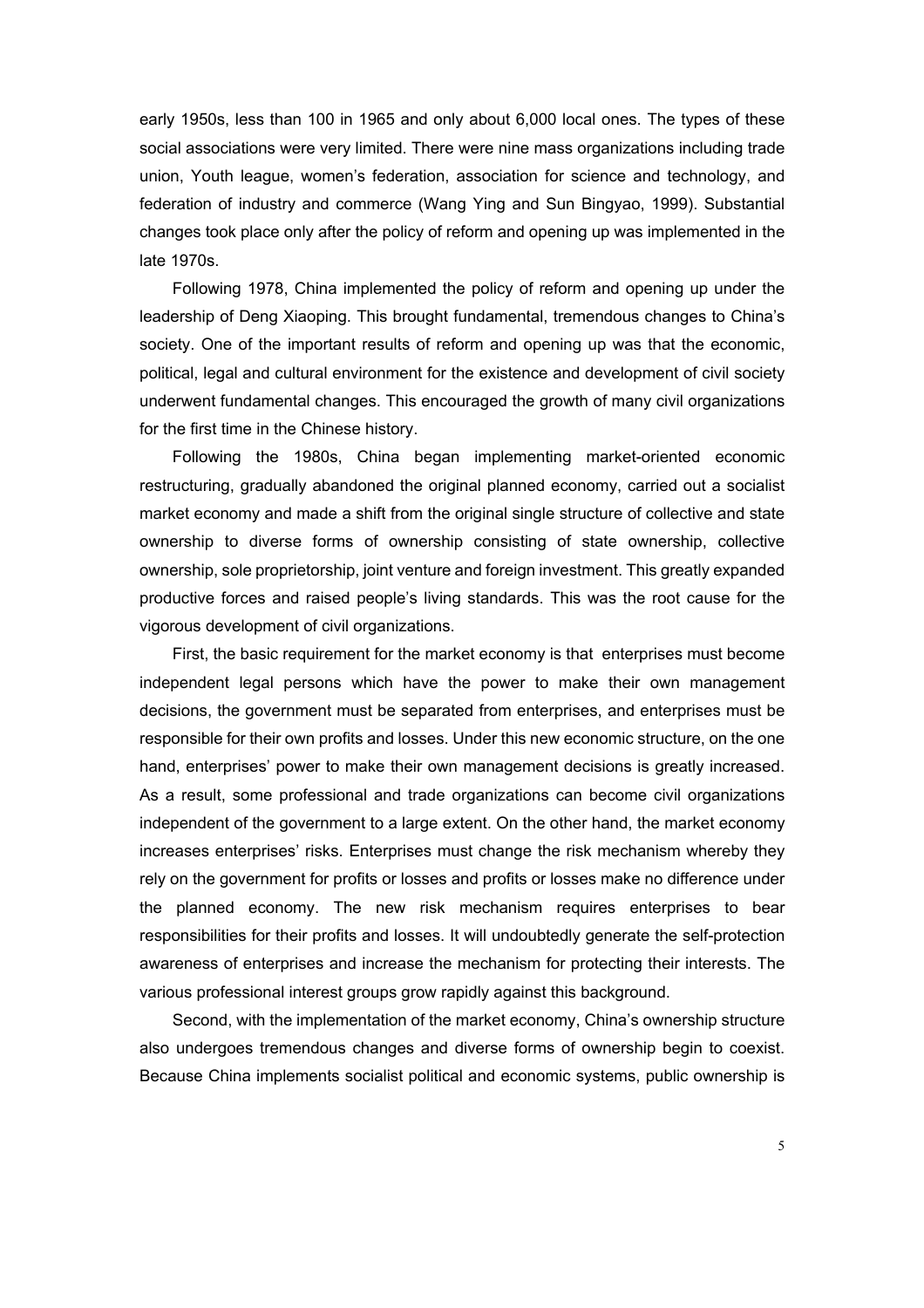early 1950s, less than 100 in 1965 and only about 6,000 local ones. The types of these social associations were very limited. There were nine mass organizations including trade union, Youth league, women's federation, association for science and technology, and federation of industry and commerce (Wang Ying and Sun Bingyao, 1999). Substantial changes took place only after the policy of reform and opening up was implemented in the late 1970s.

Following 1978, China implemented the policy of reform and opening up under the leadership of Deng Xiaoping. This brought fundamental, tremendous changes to China's society. One of the important results of reform and opening up was that the economic, political, legal and cultural environment for the existence and development of civil society underwent fundamental changes. This encouraged the growth of many civil organizations for the first time in the Chinese history.

Following the 1980s, China began implementing market-oriented economic restructuring, gradually abandoned the original planned economy, carried out a socialist market economy and made a shift from the original single structure of collective and state ownership to diverse forms of ownership consisting of state ownership, collective ownership, sole proprietorship, joint venture and foreign investment. This greatly expanded productive forces and raised people's living standards. This was the root cause for the vigorous development of civil organizations.

First, the basic requirement for the market economy is that enterprises must become independent legal persons which have the power to make their own management decisions, the government must be separated from enterprises, and enterprises must be responsible for their own profits and losses. Under this new economic structure, on the one hand, enterprises' power to make their own management decisions is greatly increased. As a result, some professional and trade organizations can become civil organizations independent of the government to a large extent. On the other hand, the market economy increases enterprises' risks. Enterprises must change the risk mechanism whereby they rely on the government for profits or losses and profits or losses make no difference under the planned economy. The new risk mechanism requires enterprises to bear responsibilities for their profits and losses. It will undoubtedly generate the self-protection awareness of enterprises and increase the mechanism for protecting their interests. The various professional interest groups grow rapidly against this background.

Second, with the implementation of the market economy, China's ownership structure also undergoes tremendous changes and diverse forms of ownership begin to coexist. Because China implements socialist political and economic systems, public ownership is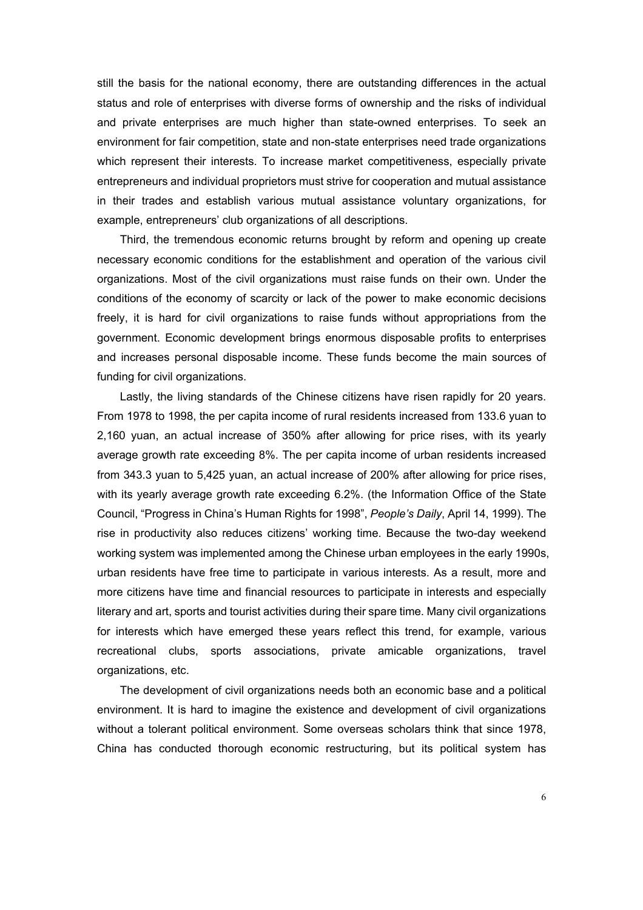still the basis for the national economy, there are outstanding differences in the actual status and role of enterprises with diverse forms of ownership and the risks of individual and private enterprises are much higher than state-owned enterprises. To seek an environment for fair competition, state and non-state enterprises need trade organizations which represent their interests. To increase market competitiveness, especially private entrepreneurs and individual proprietors must strive for cooperation and mutual assistance in their trades and establish various mutual assistance voluntary organizations, for example, entrepreneurs' club organizations of all descriptions.

Third, the tremendous economic returns brought by reform and opening up create necessary economic conditions for the establishment and operation of the various civil organizations. Most of the civil organizations must raise funds on their own. Under the conditions of the economy of scarcity or lack of the power to make economic decisions freely, it is hard for civil organizations to raise funds without appropriations from the government. Economic development brings enormous disposable profits to enterprises and increases personal disposable income. These funds become the main sources of funding for civil organizations.

Lastly, the living standards of the Chinese citizens have risen rapidly for 20 years. From 1978 to 1998, the per capita income of rural residents increased from 133.6 yuan to 2,160 yuan, an actual increase of 350% after allowing for price rises, with its yearly average growth rate exceeding 8%. The per capita income of urban residents increased from 343.3 yuan to 5,425 yuan, an actual increase of 200% after allowing for price rises, with its yearly average growth rate exceeding 6.2%. (the Information Office of the State Council, "Progress in China's Human Rights for 1998", *People's Daily*, April 14, 1999). The rise in productivity also reduces citizens' working time. Because the two-day weekend working system was implemented among the Chinese urban employees in the early 1990s, urban residents have free time to participate in various interests. As a result, more and more citizens have time and financial resources to participate in interests and especially literary and art, sports and tourist activities during their spare time. Many civil organizations for interests which have emerged these years reflect this trend, for example, various recreational clubs, sports associations, private amicable organizations, travel organizations, etc.

The development of civil organizations needs both an economic base and a political environment. It is hard to imagine the existence and development of civil organizations without a tolerant political environment. Some overseas scholars think that since 1978, China has conducted thorough economic restructuring, but its political system has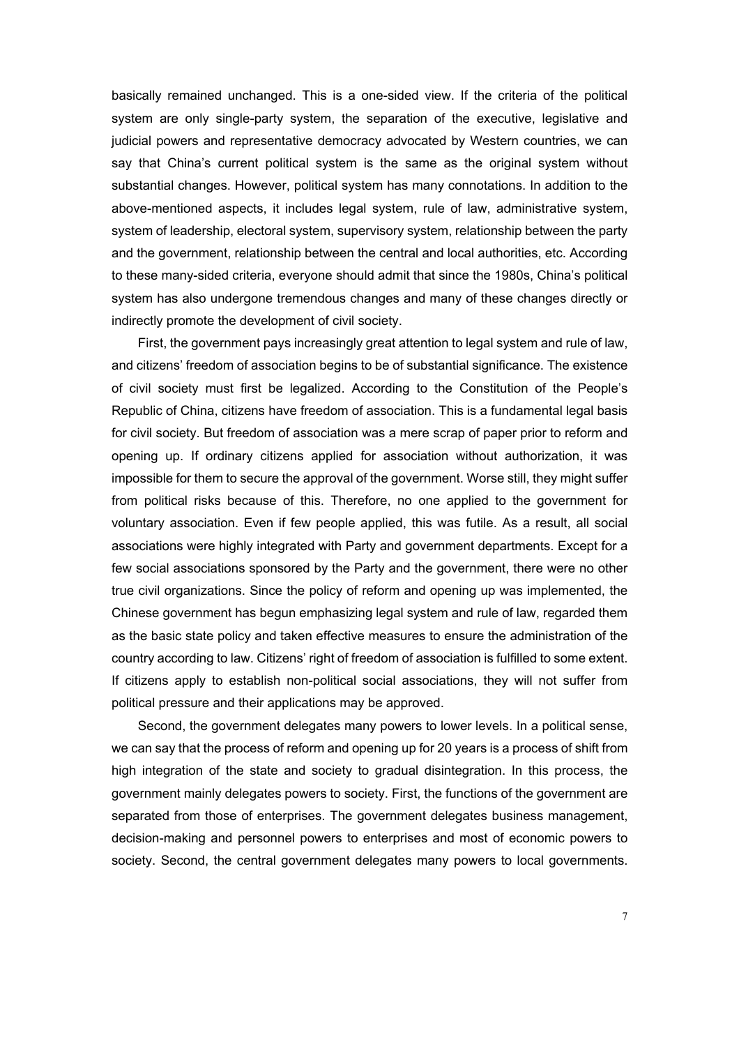basically remained unchanged. This is a one-sided view. If the criteria of the political system are only single-party system, the separation of the executive, legislative and judicial powers and representative democracy advocated by Western countries, we can say that China's current political system is the same as the original system without substantial changes. However, political system has many connotations. In addition to the above-mentioned aspects, it includes legal system, rule of law, administrative system, system of leadership, electoral system, supervisory system, relationship between the party and the government, relationship between the central and local authorities, etc. According to these many-sided criteria, everyone should admit that since the 1980s, China's political system has also undergone tremendous changes and many of these changes directly or indirectly promote the development of civil society.

First, the government pays increasingly great attention to legal system and rule of law, and citizens' freedom of association begins to be of substantial significance. The existence of civil society must first be legalized. According to the Constitution of the People's Republic of China, citizens have freedom of association. This is a fundamental legal basis for civil society. But freedom of association was a mere scrap of paper prior to reform and opening up. If ordinary citizens applied for association without authorization, it was impossible for them to secure the approval of the government. Worse still, they might suffer from political risks because of this. Therefore, no one applied to the government for voluntary association. Even if few people applied, this was futile. As a result, all social associations were highly integrated with Party and government departments. Except for a few social associations sponsored by the Party and the government, there were no other true civil organizations. Since the policy of reform and opening up was implemented, the Chinese government has begun emphasizing legal system and rule of law, regarded them as the basic state policy and taken effective measures to ensure the administration of the country according to law. Citizens' right of freedom of association is fulfilled to some extent. If citizens apply to establish non-political social associations, they will not suffer from political pressure and their applications may be approved.

Second, the government delegates many powers to lower levels. In a political sense, we can say that the process of reform and opening up for 20 years is a process of shift from high integration of the state and society to gradual disintegration. In this process, the government mainly delegates powers to society. First, the functions of the government are separated from those of enterprises. The government delegates business management, decision-making and personnel powers to enterprises and most of economic powers to society. Second, the central government delegates many powers to local governments.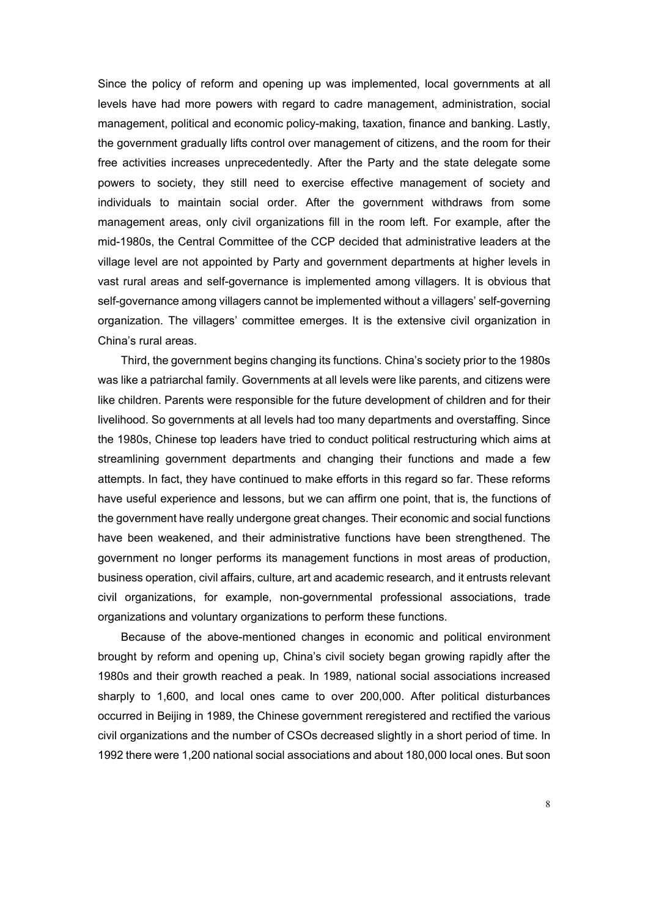Since the policy of reform and opening up was implemented, local governments at all levels have had more powers with regard to cadre management, administration, social management, political and economic policy-making, taxation, finance and banking. Lastly, the government gradually lifts control over management of citizens, and the room for their free activities increases unprecedentedly. After the Party and the state delegate some powers to society, they still need to exercise effective management of society and individuals to maintain social order. After the government withdraws from some management areas, only civil organizations fill in the room left. For example, after the mid-1980s, the Central Committee of the CCP decided that administrative leaders at the village level are not appointed by Party and government departments at higher levels in vast rural areas and self-governance is implemented among villagers. It is obvious that self-governance among villagers cannot be implemented without a villagers' self-governing organization. The villagers' committee emerges. It is the extensive civil organization in China's rural areas.

Third, the government begins changing its functions. China's society prior to the 1980s was like a patriarchal family. Governments at all levels were like parents, and citizens were like children. Parents were responsible for the future development of children and for their livelihood. So governments at all levels had too many departments and overstaffing. Since the 1980s, Chinese top leaders have tried to conduct political restructuring which aims at streamlining government departments and changing their functions and made a few attempts. In fact, they have continued to make efforts in this regard so far. These reforms have useful experience and lessons, but we can affirm one point, that is, the functions of the government have really undergone great changes. Their economic and social functions have been weakened, and their administrative functions have been strengthened. The government no longer performs its management functions in most areas of production, business operation, civil affairs, culture, art and academic research, and it entrusts relevant civil organizations, for example, non-governmental professional associations, trade organizations and voluntary organizations to perform these functions.

Because of the above-mentioned changes in economic and political environment brought by reform and opening up, China's civil society began growing rapidly after the 1980s and their growth reached a peak. In 1989, national social associations increased sharply to 1,600, and local ones came to over 200,000. After political disturbances occurred in Beijing in 1989, the Chinese government reregistered and rectified the various civil organizations and the number of CSOs decreased slightly in a short period of time. In 1992 there were 1,200 national social associations and about 180,000 local ones. But soon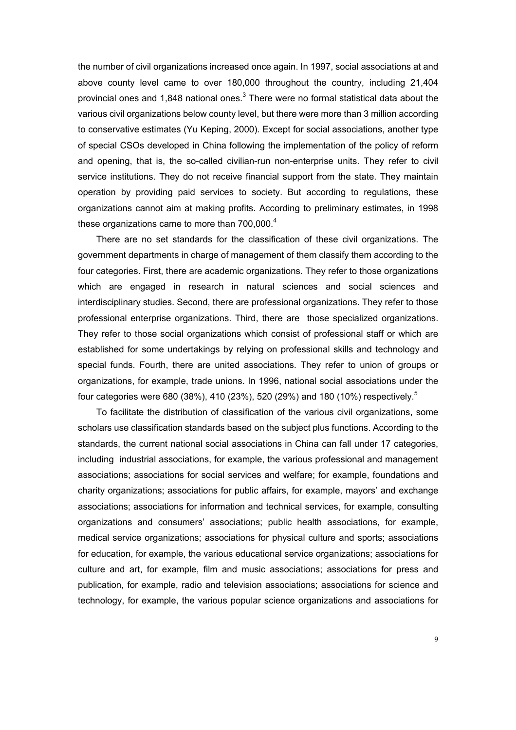the number of civil organizations increased once again. In 1997, social associations at and above county level came to over 180,000 throughout the country, including 21,404 provincial ones and 1,848 national ones.[3] There were no formal statistical data about the various civil organizations below county level, but there were more than 3 million according to conservative estimates (Yu Keping, 2000). Except for social associations, another type of special CSOs developed in China following the implementation of the policy of reform and opening, that is, the so-called civilian-run non-enterprise units. They refer to civil service institutions. They do not receive financial support from the state. They maintain operation by providing paid services to society. But according to regulations, these organizations cannot aim at making profits. According to preliminary estimates, in 1998 these organizations came to more than 700,000.[4]

There are no set standards for the classification of these civil organizations. The government departments in charge of management of them classify them according to the four categories. First, there are academic organizations. They refer to those organizations which are engaged in research in natural sciences and social sciences and interdisciplinary studies. Second, there are professional organizations. They refer to those professional enterprise organizations. Third, there are those specialized organizations. They refer to those social organizations which consist of professional staff or which are established for some undertakings by relying on professional skills and technology and special funds. Fourth, there are united associations. They refer to union of groups or organizations, for example, trade unions. In 1996, national social associations under the four categories were 680 (38%), 410 (23%), 520 (29%) and 180 (10%) respectively.[5]

To facilitate the distribution of classification of the various civil organizations, some scholars use classification standards based on the subject plus functions. According to the standards, the current national social associations in China can fall under 17 categories, including industrial associations, for example, the various professional and management associations; associations for social services and welfare; for example, foundations and charity organizations; associations for public affairs, for example, mayors' and exchange associations; associations for information and technical services, for example, consulting organizations and consumers' associations; public health associations, for example, medical service organizations; associations for physical culture and sports; associations for education, for example, the various educational service organizations; associations for culture and art, for example, film and music associations; associations for press and publication, for example, radio and television associations; associations for science and technology, for example, the various popular science organizations and associations for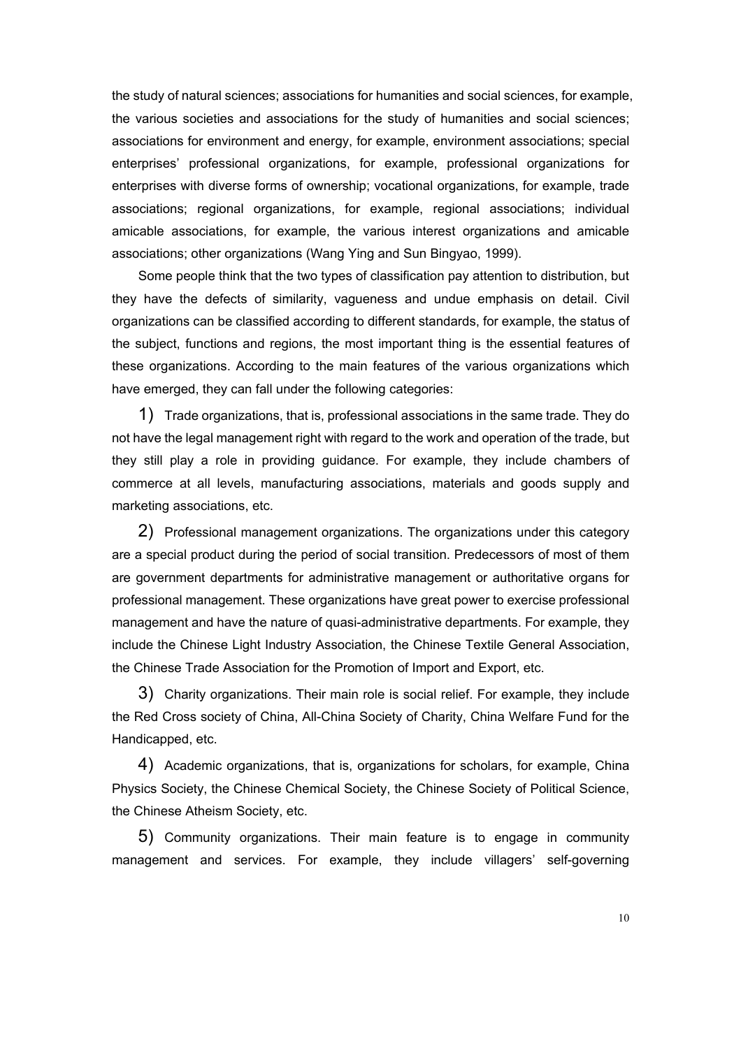the study of natural sciences; associations for humanities and social sciences, for example, the various societies and associations for the study of humanities and social sciences; associations for environment and energy, for example, environment associations; special enterprises' professional organizations, for example, professional organizations for enterprises with diverse forms of ownership; vocational organizations, for example, trade associations; regional organizations, for example, regional associations; individual amicable associations, for example, the various interest organizations and amicable associations; other organizations (Wang Ying and Sun Bingyao, 1999).

Some people think that the two types of classification pay attention to distribution, but they have the defects of similarity, vagueness and undue emphasis on detail. Civil organizations can be classified according to different standards, for example, the status of the subject, functions and regions, the most important thing is the essential features of these organizations. According to the main features of the various organizations which have emerged, they can fall under the following categories:

1) Trade organizations, that is, professional associations in the same trade. They do not have the legal management right with regard to the work and operation of the trade, but they still play a role in providing guidance. For example, they include chambers of commerce at all levels, manufacturing associations, materials and goods supply and marketing associations, etc.

2) Professional management organizations. The organizations under this category are a special product during the period of social transition. Predecessors of most of them are government departments for administrative management or authoritative organs for professional management. These organizations have great power to exercise professional management and have the nature of quasi-administrative departments. For example, they include the Chinese Light Industry Association, the Chinese Textile General Association, the Chinese Trade Association for the Promotion of Import and Export, etc.

3) Charity organizations. Their main role is social relief. For example, they include the Red Cross society of China, All-China Society of Charity, China Welfare Fund for the Handicapped, etc.

4) Academic organizations, that is, organizations for scholars, for example, China Physics Society, the Chinese Chemical Society, the Chinese Society of Political Science, the Chinese Atheism Society, etc.

5) Community organizations. Their main feature is to engage in community management and services. For example, they include villagers' self-governing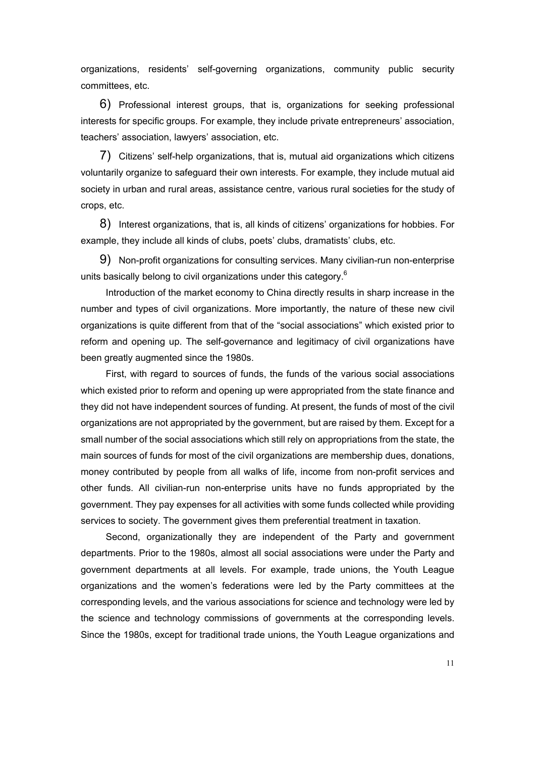organizations, residents' self-governing organizations, community public security committees, etc.

6) Professional interest groups, that is, organizations for seeking professional interests for specific groups. For example, they include private entrepreneurs' association, teachers' association, lawyers' association, etc.

7) Citizens' self-help organizations, that is, mutual aid organizations which citizens voluntarily organize to safeguard their own interests. For example, they include mutual aid society in urban and rural areas, assistance centre, various rural societies for the study of crops, etc.

8) Interest organizations, that is, all kinds of citizens' organizations for hobbies. For example, they include all kinds of clubs, poets' clubs, dramatists' clubs, etc.

9) Non-profit organizations for consulting services. Many civilian-run non-enterprise units basically belong to civil organizations under this category.[6]

Introduction of the market economy to China directly results in sharp increase in the number and types of civil organizations. More importantly, the nature of these new civil organizations is quite different from that of the "social associations" which existed prior to reform and opening up. The self-governance and legitimacy of civil organizations have been greatly augmented since the 1980s.

First, with regard to sources of funds, the funds of the various social associations which existed prior to reform and opening up were appropriated from the state finance and they did not have independent sources of funding. At present, the funds of most of the civil organizations are not appropriated by the government, but are raised by them. Except for a small number of the social associations which still rely on appropriations from the state, the main sources of funds for most of the civil organizations are membership dues, donations, money contributed by people from all walks of life, income from non-profit services and other funds. All civilian-run non-enterprise units have no funds appropriated by the government. They pay expenses for all activities with some funds collected while providing services to society. The government gives them preferential treatment in taxation.

Second, organizationally they are independent of the Party and government departments. Prior to the 1980s, almost all social associations were under the Party and government departments at all levels. For example, trade unions, the Youth League organizations and the women's federations were led by the Party committees at the corresponding levels, and the various associations for science and technology were led by the science and technology commissions of governments at the corresponding levels. Since the 1980s, except for traditional trade unions, the Youth League organizations and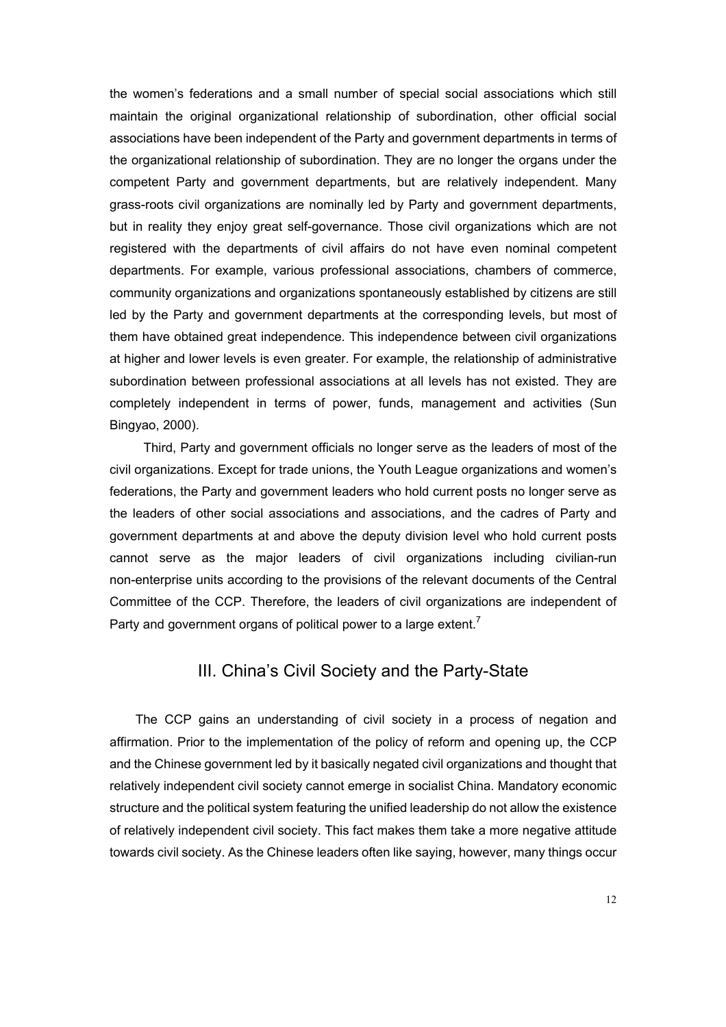the women's federations and a small number of special social associations which still maintain the original organizational relationship of subordination, other official social associations have been independent of the Party and government departments in terms of the organizational relationship of subordination. They are no longer the organs under the competent Party and government departments, but are relatively independent. Many grass-roots civil organizations are nominally led by Party and government departments, but in reality they enjoy great self-governance. Those civil organizations which are not registered with the departments of civil affairs do not have even nominal competent departments. For example, various professional associations, chambers of commerce, community organizations and organizations spontaneously established by citizens are still led by the Party and government departments at the corresponding levels, but most of them have obtained great independence. This independence between civil organizations at higher and lower levels is even greater. For example, the relationship of administrative subordination between professional associations at all levels has not existed. They are completely independent in terms of power, funds, management and activities (Sun Bingyao, 2000).

Third, Party and government officials no longer serve as the leaders of most of the civil organizations. Except for trade unions, the Youth League organizations and women's federations, the Party and government leaders who hold current posts no longer serve as the leaders of other social associations and associations, and the cadres of Party and government departments at and above the deputy division level who hold current posts cannot serve as the major leaders of civil organizations including civilian-run non-enterprise units according to the provisions of the relevant documents of the Central Committee of the CCP. Therefore, the leaders of civil organizations are independent of Party and government organs of political power to a large extent.[7]

## III. China's Civil Society and the Party-State

The CCP gains an understanding of civil society in a process of negation and affirmation. Prior to the implementation of the policy of reform and opening up, the CCP and the Chinese government led by it basically negated civil organizations and thought that relatively independent civil society cannot emerge in socialist China. Mandatory economic structure and the political system featuring the unified leadership do not allow the existence of relatively independent civil society. This fact makes them take a more negative attitude towards civil society. As the Chinese leaders often like saying, however, many things occur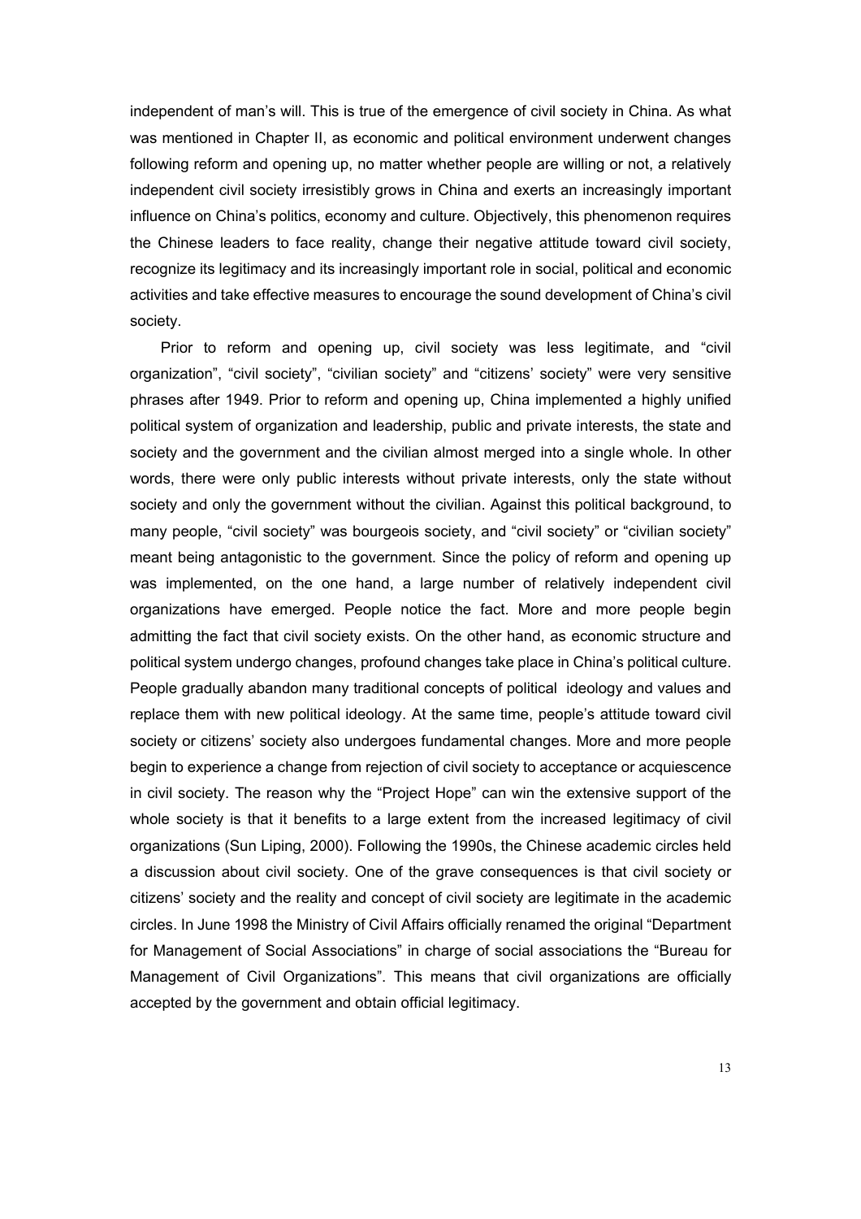independent of man's will. This is true of the emergence of civil society in China. As what was mentioned in Chapter II, as economic and political environment underwent changes following reform and opening up, no matter whether people are willing or not, a relatively independent civil society irresistibly grows in China and exerts an increasingly important influence on China's politics, economy and culture. Objectively, this phenomenon requires the Chinese leaders to face reality, change their negative attitude toward civil society, recognize its legitimacy and its increasingly important role in social, political and economic activities and take effective measures to encourage the sound development of China's civil society.

Prior to reform and opening up, civil society was less legitimate, and "civil organization", "civil society", "civilian society" and "citizens' society" were very sensitive phrases after 1949. Prior to reform and opening up, China implemented a highly unified political system of organization and leadership, public and private interests, the state and society and the government and the civilian almost merged into a single whole. In other words, there were only public interests without private interests, only the state without society and only the government without the civilian. Against this political background, to many people, "civil society" was bourgeois society, and "civil society" or "civilian society" meant being antagonistic to the government. Since the policy of reform and opening up was implemented, on the one hand, a large number of relatively independent civil organizations have emerged. People notice the fact. More and more people begin admitting the fact that civil society exists. On the other hand, as economic structure and political system undergo changes, profound changes take place in China's political culture. People gradually abandon many traditional concepts of political ideology and values and replace them with new political ideology. At the same time, people's attitude toward civil society or citizens' society also undergoes fundamental changes. More and more people begin to experience a change from rejection of civil society to acceptance or acquiescence in civil society. The reason why the "Project Hope" can win the extensive support of the whole society is that it benefits to a large extent from the increased legitimacy of civil organizations (Sun Liping, 2000). Following the 1990s, the Chinese academic circles held a discussion about civil society. One of the grave consequences is that civil society or citizens' society and the reality and concept of civil society are legitimate in the academic circles. In June 1998 the Ministry of Civil Affairs officially renamed the original "Department for Management of Social Associations" in charge of social associations the "Bureau for Management of Civil Organizations". This means that civil organizations are officially accepted by the government and obtain official legitimacy.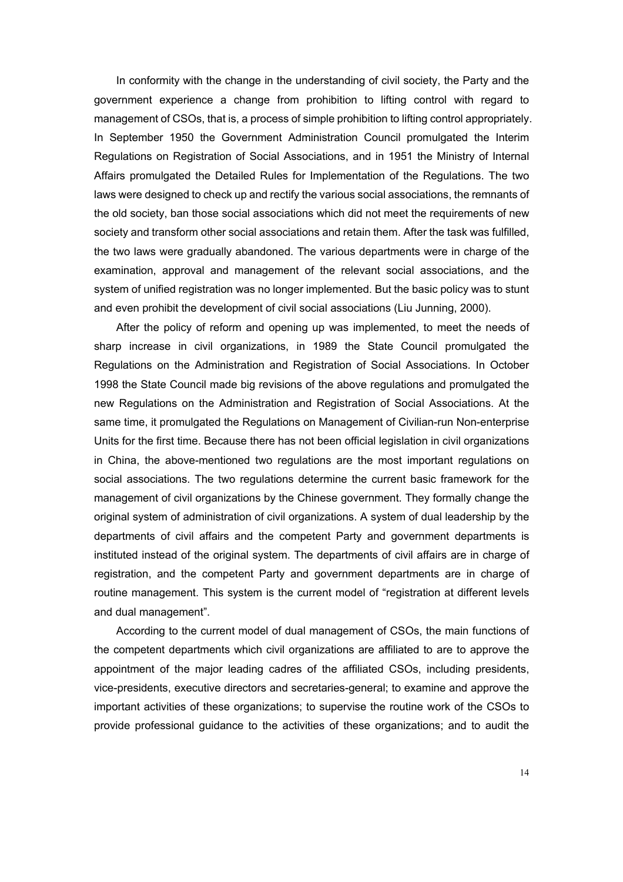In conformity with the change in the understanding of civil society, the Party and the government experience a change from prohibition to lifting control with regard to management of CSOs, that is, a process of simple prohibition to lifting control appropriately. In September 1950 the Government Administration Council promulgated the Interim Regulations on Registration of Social Associations, and in 1951 the Ministry of Internal Affairs promulgated the Detailed Rules for Implementation of the Regulations. The two laws were designed to check up and rectify the various social associations, the remnants of the old society, ban those social associations which did not meet the requirements of new society and transform other social associations and retain them. After the task was fulfilled, the two laws were gradually abandoned. The various departments were in charge of the examination, approval and management of the relevant social associations, and the system of unified registration was no longer implemented. But the basic policy was to stunt and even prohibit the development of civil social associations (Liu Junning, 2000).

After the policy of reform and opening up was implemented, to meet the needs of sharp increase in civil organizations, in 1989 the State Council promulgated the Regulations on the Administration and Registration of Social Associations. In October 1998 the State Council made big revisions of the above regulations and promulgated the new Regulations on the Administration and Registration of Social Associations. At the same time, it promulgated the Regulations on Management of Civilian-run Non-enterprise Units for the first time. Because there has not been official legislation in civil organizations in China, the above-mentioned two regulations are the most important regulations on social associations. The two regulations determine the current basic framework for the management of civil organizations by the Chinese government. They formally change the original system of administration of civil organizations. A system of dual leadership by the departments of civil affairs and the competent Party and government departments is instituted instead of the original system. The departments of civil affairs are in charge of registration, and the competent Party and government departments are in charge of routine management. This system is the current model of "registration at different levels and dual management".

According to the current model of dual management of CSOs, the main functions of the competent departments which civil organizations are affiliated to are to approve the appointment of the major leading cadres of the affiliated CSOs, including presidents, vice-presidents, executive directors and secretaries-general; to examine and approve the important activities of these organizations; to supervise the routine work of the CSOs to provide professional guidance to the activities of these organizations; and to audit the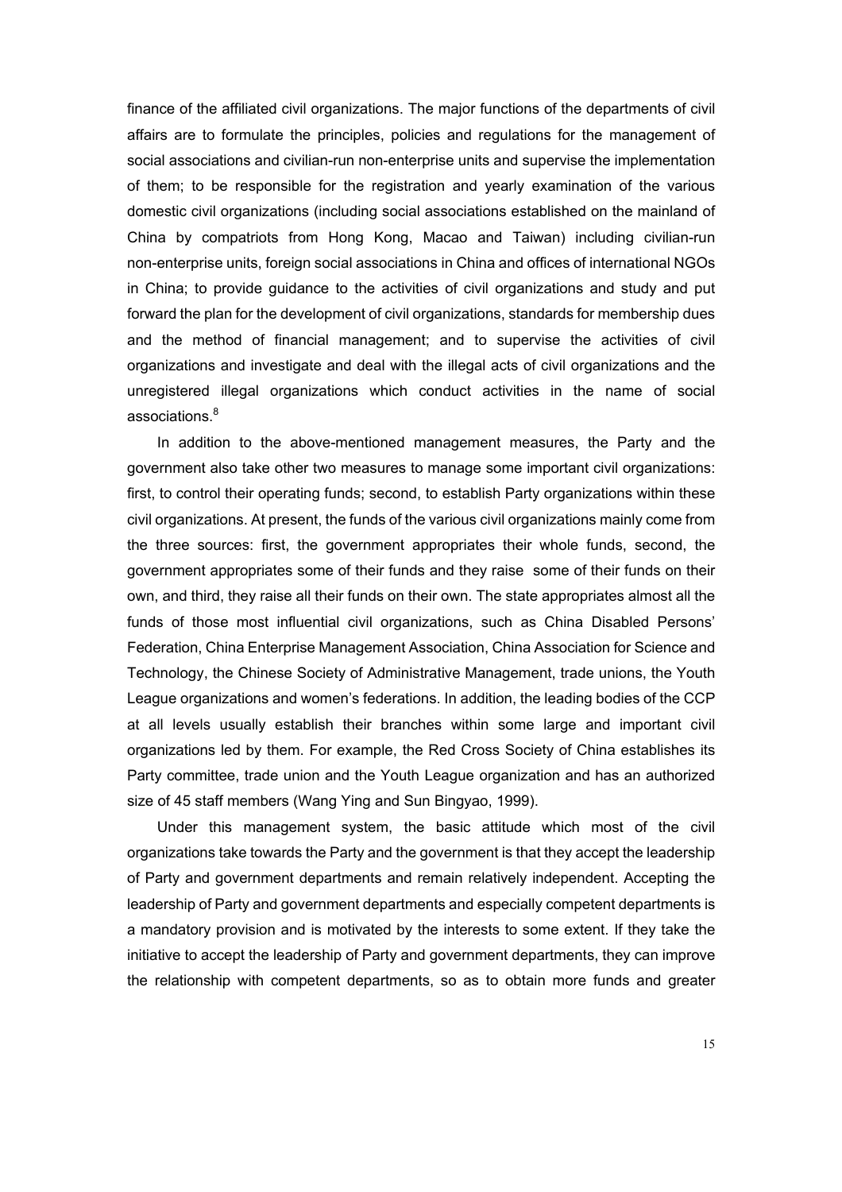finance of the affiliated civil organizations. The major functions of the departments of civil affairs are to formulate the principles, policies and regulations for the management of social associations and civilian-run non-enterprise units and supervise the implementation of them; to be responsible for the registration and yearly examination of the various domestic civil organizations (including social associations established on the mainland of China by compatriots from Hong Kong, Macao and Taiwan) including civilian-run non-enterprise units, foreign social associations in China and offices of international NGOs in China; to provide guidance to the activities of civil organizations and study and put forward the plan for the development of civil organizations, standards for membership dues and the method of financial management; and to supervise the activities of civil organizations and investigate and deal with the illegal acts of civil organizations and the unregistered illegal organizations which conduct activities in the name of social associations.[8]

In addition to the above-mentioned management measures, the Party and the government also take other two measures to manage some important civil organizations: first, to control their operating funds; second, to establish Party organizations within these civil organizations. At present, the funds of the various civil organizations mainly come from the three sources: first, the government appropriates their whole funds, second, the government appropriates some of their funds and they raise some of their funds on their own, and third, they raise all their funds on their own. The state appropriates almost all the funds of those most influential civil organizations, such as China Disabled Persons' Federation, China Enterprise Management Association, China Association for Science and Technology, the Chinese Society of Administrative Management, trade unions, the Youth League organizations and women's federations. In addition, the leading bodies of the CCP at all levels usually establish their branches within some large and important civil organizations led by them. For example, the Red Cross Society of China establishes its Party committee, trade union and the Youth League organization and has an authorized size of 45 staff members (Wang Ying and Sun Bingyao, 1999).

Under this management system, the basic attitude which most of the civil organizations take towards the Party and the government is that they accept the leadership of Party and government departments and remain relatively independent. Accepting the leadership of Party and government departments and especially competent departments is a mandatory provision and is motivated by the interests to some extent. If they take the initiative to accept the leadership of Party and government departments, they can improve the relationship with competent departments, so as to obtain more funds and greater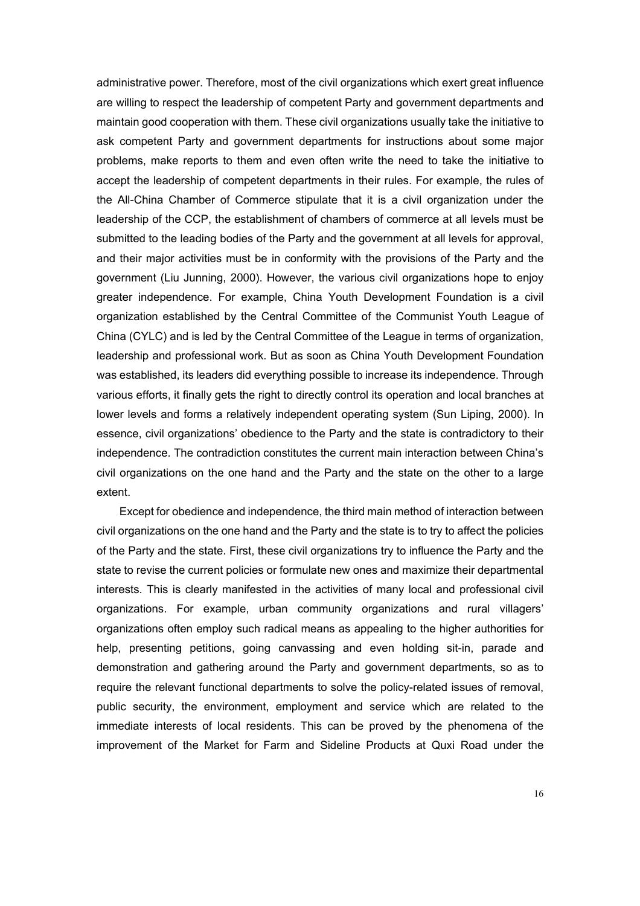administrative power. Therefore, most of the civil organizations which exert great influence are willing to respect the leadership of competent Party and government departments and maintain good cooperation with them. These civil organizations usually take the initiative to ask competent Party and government departments for instructions about some major problems, make reports to them and even often write the need to take the initiative to accept the leadership of competent departments in their rules. For example, the rules of the All-China Chamber of Commerce stipulate that it is a civil organization under the leadership of the CCP, the establishment of chambers of commerce at all levels must be submitted to the leading bodies of the Party and the government at all levels for approval, and their major activities must be in conformity with the provisions of the Party and the government (Liu Junning, 2000). However, the various civil organizations hope to enjoy greater independence. For example, China Youth Development Foundation is a civil organization established by the Central Committee of the Communist Youth League of China (CYLC) and is led by the Central Committee of the League in terms of organization, leadership and professional work. But as soon as China Youth Development Foundation was established, its leaders did everything possible to increase its independence. Through various efforts, it finally gets the right to directly control its operation and local branches at lower levels and forms a relatively independent operating system (Sun Liping, 2000). In essence, civil organizations' obedience to the Party and the state is contradictory to their independence. The contradiction constitutes the current main interaction between China's civil organizations on the one hand and the Party and the state on the other to a large extent.

Except for obedience and independence, the third main method of interaction between civil organizations on the one hand and the Party and the state is to try to affect the policies of the Party and the state. First, these civil organizations try to influence the Party and the state to revise the current policies or formulate new ones and maximize their departmental interests. This is clearly manifested in the activities of many local and professional civil organizations. For example, urban community organizations and rural villagers' organizations often employ such radical means as appealing to the higher authorities for help, presenting petitions, going canvassing and even holding sit-in, parade and demonstration and gathering around the Party and government departments, so as to require the relevant functional departments to solve the policy-related issues of removal, public security, the environment, employment and service which are related to the immediate interests of local residents. This can be proved by the phenomena of the improvement of the Market for Farm and Sideline Products at Quxi Road under the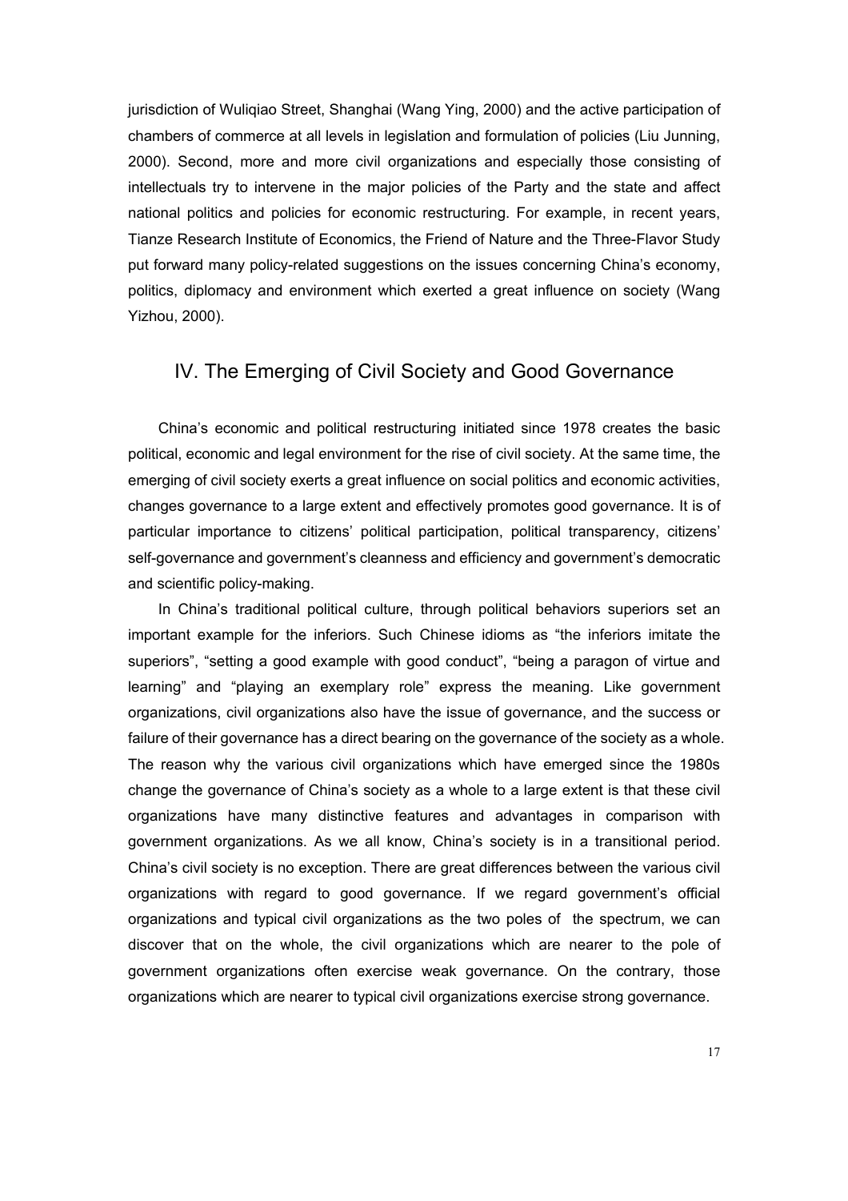jurisdiction of Wuliqiao Street, Shanghai (Wang Ying, 2000) and the active participation of chambers of commerce at all levels in legislation and formulation of policies (Liu Junning, 2000). Second, more and more civil organizations and especially those consisting of intellectuals try to intervene in the major policies of the Party and the state and affect national politics and policies for economic restructuring. For example, in recent years, Tianze Research Institute of Economics, the Friend of Nature and the Three-Flavor Study put forward many policy-related suggestions on the issues concerning China's economy, politics, diplomacy and environment which exerted a great influence on society (Wang Yizhou, 2000).

## IV. The Emerging of Civil Society and Good Governance

China's economic and political restructuring initiated since 1978 creates the basic political, economic and legal environment for the rise of civil society. At the same time, the emerging of civil society exerts a great influence on social politics and economic activities, changes governance to a large extent and effectively promotes good governance. It is of particular importance to citizens' political participation, political transparency, citizens' self-governance and government's cleanness and efficiency and government's democratic and scientific policy-making.

In China's traditional political culture, through political behaviors superiors set an important example for the inferiors. Such Chinese idioms as "the inferiors imitate the superiors", "setting a good example with good conduct", "being a paragon of virtue and learning" and "playing an exemplary role" express the meaning. Like government organizations, civil organizations also have the issue of governance, and the success or failure of their governance has a direct bearing on the governance of the society as a whole. The reason why the various civil organizations which have emerged since the 1980s change the governance of China's society as a whole to a large extent is that these civil organizations have many distinctive features and advantages in comparison with government organizations. As we all know, China's society is in a transitional period. China's civil society is no exception. There are great differences between the various civil organizations with regard to good governance. If we regard government's official organizations and typical civil organizations as the two poles of the spectrum, we can discover that on the whole, the civil organizations which are nearer to the pole of government organizations often exercise weak governance. On the contrary, those organizations which are nearer to typical civil organizations exercise strong governance.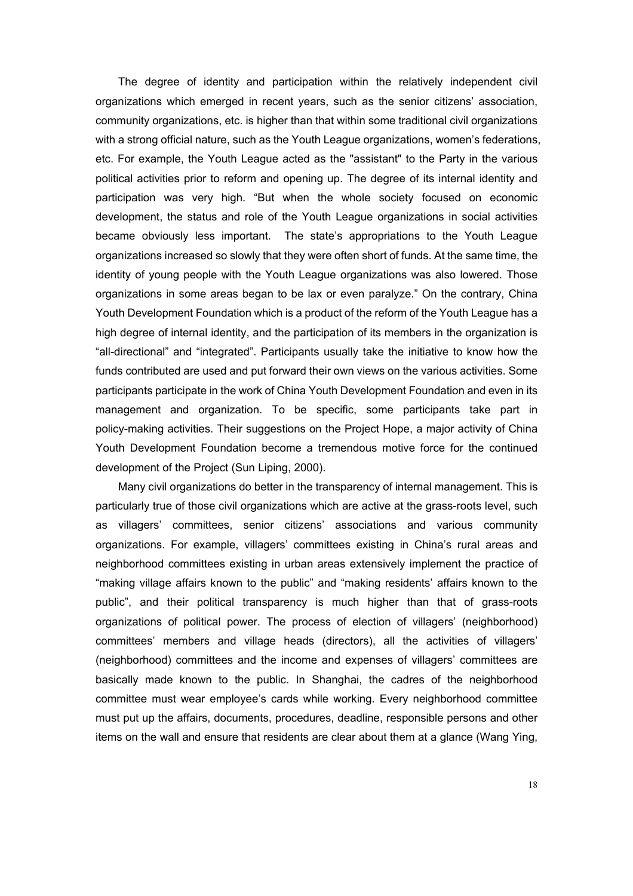The degree of identity and participation within the relatively independent civil organizations which emerged in recent years, such as the senior citizens' association, community organizations, etc. is higher than that within some traditional civil organizations with a strong official nature, such as the Youth League organizations, women's federations, etc. For example, the Youth League acted as the "assistant" to the Party in the various political activities prior to reform and opening up. The degree of its internal identity and participation was very high. "But when the whole society focused on economic development, the status and role of the Youth League organizations in social activities became obviously less important. The state's appropriations to the Youth League organizations increased so slowly that they were often short of funds. At the same time, the identity of young people with the Youth League organizations was also lowered. Those organizations in some areas began to be lax or even paralyze." On the contrary, China Youth Development Foundation which is a product of the reform of the Youth League has a high degree of internal identity, and the participation of its members in the organization is "all-directional" and "integrated". Participants usually take the initiative to know how the funds contributed are used and put forward their own views on the various activities. Some participants participate in the work of China Youth Development Foundation and even in its management and organization. To be specific, some participants take part in policy-making activities. Their suggestions on the Project Hope, a major activity of China Youth Development Foundation become a tremendous motive force for the continued development of the Project (Sun Liping, 2000).

Many civil organizations do better in the transparency of internal management. This is particularly true of those civil organizations which are active at the grass-roots level, such as villagers' committees, senior citizens' associations and various community organizations. For example, villagers' committees existing in China's rural areas and neighborhood committees existing in urban areas extensively implement the practice of "making village affairs known to the public" and "making residents' affairs known to the public", and their political transparency is much higher than that of grass-roots organizations of political power. The process of election of villagers' (neighborhood) committees' members and village heads (directors), all the activities of villagers' (neighborhood) committees and the income and expenses of villagers' committees are basically made known to the public. In Shanghai, the cadres of the neighborhood committee must wear employee's cards while working. Every neighborhood committee must put up the affairs, documents, procedures, deadline, responsible persons and other items on the wall and ensure that residents are clear about them at a glance (Wang Ying,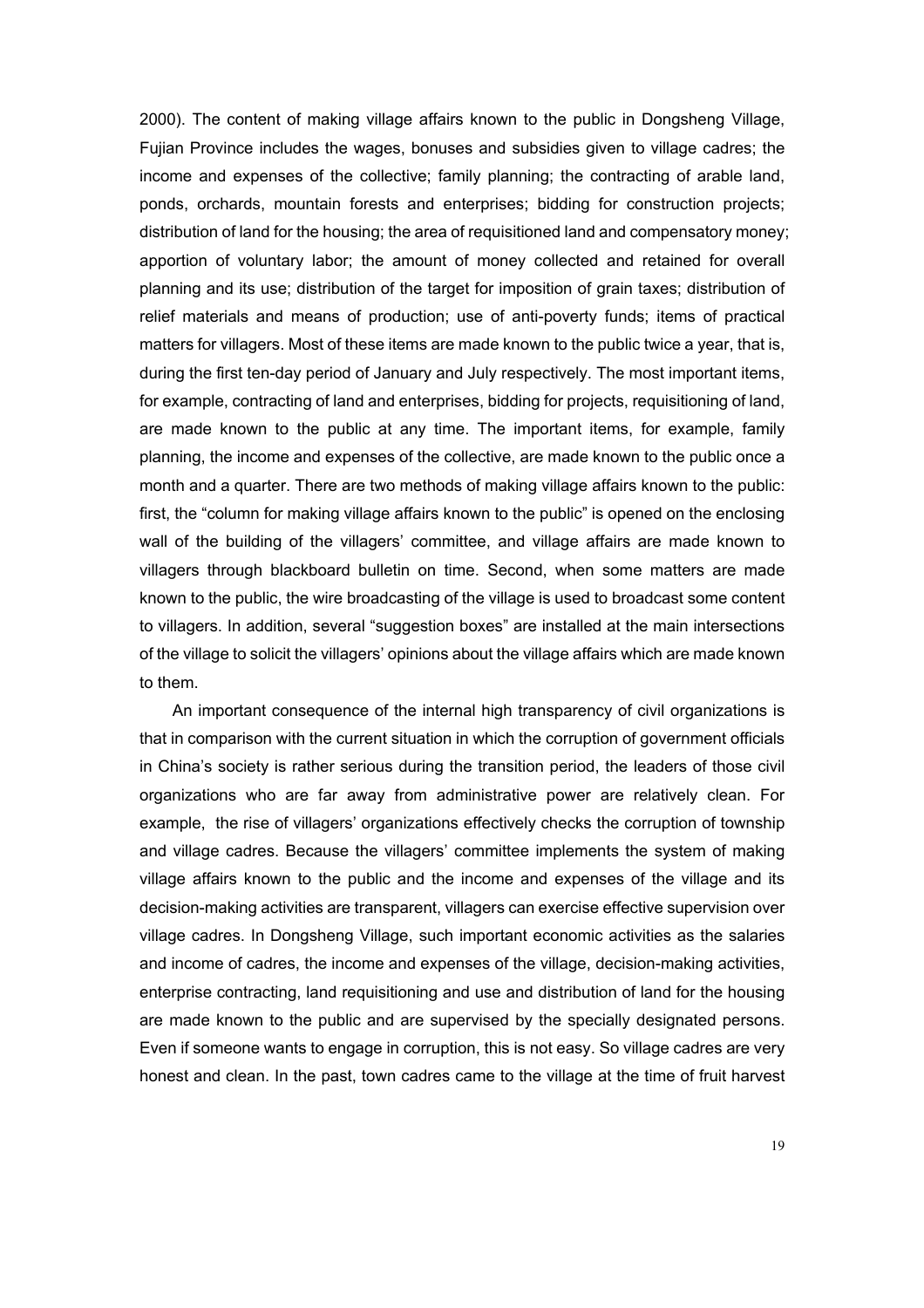2000). The content of making village affairs known to the public in Dongsheng Village, Fujian Province includes the wages, bonuses and subsidies given to village cadres; the income and expenses of the collective; family planning; the contracting of arable land, ponds, orchards, mountain forests and enterprises; bidding for construction projects; distribution of land for the housing; the area of requisitioned land and compensatory money; apportion of voluntary labor; the amount of money collected and retained for overall planning and its use; distribution of the target for imposition of grain taxes; distribution of relief materials and means of production; use of anti-poverty funds; items of practical matters for villagers. Most of these items are made known to the public twice a year, that is, during the first ten-day period of January and July respectively. The most important items, for example, contracting of land and enterprises, bidding for projects, requisitioning of land, are made known to the public at any time. The important items, for example, family planning, the income and expenses of the collective, are made known to the public once a month and a quarter. There are two methods of making village affairs known to the public: first, the "column for making village affairs known to the public" is opened on the enclosing wall of the building of the villagers' committee, and village affairs are made known to villagers through blackboard bulletin on time. Second, when some matters are made known to the public, the wire broadcasting of the village is used to broadcast some content to villagers. In addition, several "suggestion boxes" are installed at the main intersections of the village to solicit the villagers' opinions about the village affairs which are made known to them.

An important consequence of the internal high transparency of civil organizations is that in comparison with the current situation in which the corruption of government officials in China's society is rather serious during the transition period, the leaders of those civil organizations who are far away from administrative power are relatively clean. For example, the rise of villagers' organizations effectively checks the corruption of township and village cadres. Because the villagers' committee implements the system of making village affairs known to the public and the income and expenses of the village and its decision-making activities are transparent, villagers can exercise effective supervision over village cadres. In Dongsheng Village, such important economic activities as the salaries and income of cadres, the income and expenses of the village, decision-making activities, enterprise contracting, land requisitioning and use and distribution of land for the housing are made known to the public and are supervised by the specially designated persons. Even if someone wants to engage in corruption, this is not easy. So village cadres are very honest and clean. In the past, town cadres came to the village at the time of fruit harvest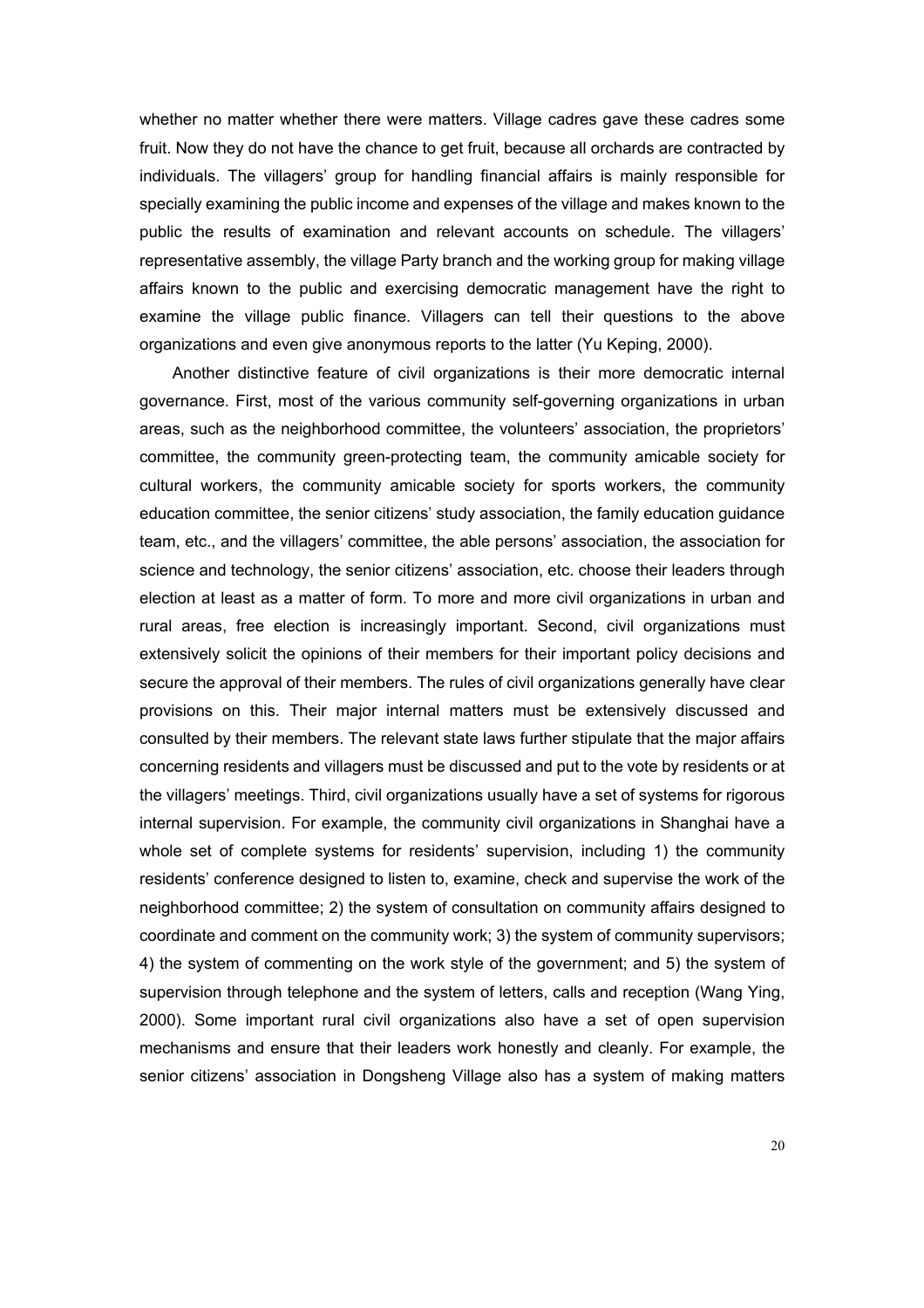whether no matter whether there were matters. Village cadres gave these cadres some fruit. Now they do not have the chance to get fruit, because all orchards are contracted by individuals. The villagers' group for handling financial affairs is mainly responsible for specially examining the public income and expenses of the village and makes known to the public the results of examination and relevant accounts on schedule. The villagers' representative assembly, the village Party branch and the working group for making village affairs known to the public and exercising democratic management have the right to examine the village public finance. Villagers can tell their questions to the above organizations and even give anonymous reports to the latter (Yu Keping, 2000).

Another distinctive feature of civil organizations is their more democratic internal governance. First, most of the various community self-governing organizations in urban areas, such as the neighborhood committee, the volunteers' association, the proprietors' committee, the community green-protecting team, the community amicable society for cultural workers, the community amicable society for sports workers, the community education committee, the senior citizens' study association, the family education guidance team, etc., and the villagers' committee, the able persons' association, the association for science and technology, the senior citizens' association, etc. choose their leaders through election at least as a matter of form. To more and more civil organizations in urban and rural areas, free election is increasingly important. Second, civil organizations must extensively solicit the opinions of their members for their important policy decisions and secure the approval of their members. The rules of civil organizations generally have clear provisions on this. Their major internal matters must be extensively discussed and consulted by their members. The relevant state laws further stipulate that the major affairs concerning residents and villagers must be discussed and put to the vote by residents or at the villagers' meetings. Third, civil organizations usually have a set of systems for rigorous internal supervision. For example, the community civil organizations in Shanghai have a whole set of complete systems for residents' supervision, including 1) the community residents' conference designed to listen to, examine, check and supervise the work of the neighborhood committee; 2) the system of consultation on community affairs designed to coordinate and comment on the community work; 3) the system of community supervisors; 4) the system of commenting on the work style of the government; and 5) the system of supervision through telephone and the system of letters, calls and reception (Wang Ying, 2000). Some important rural civil organizations also have a set of open supervision mechanisms and ensure that their leaders work honestly and cleanly. For example, the senior citizens' association in Dongsheng Village also has a system of making matters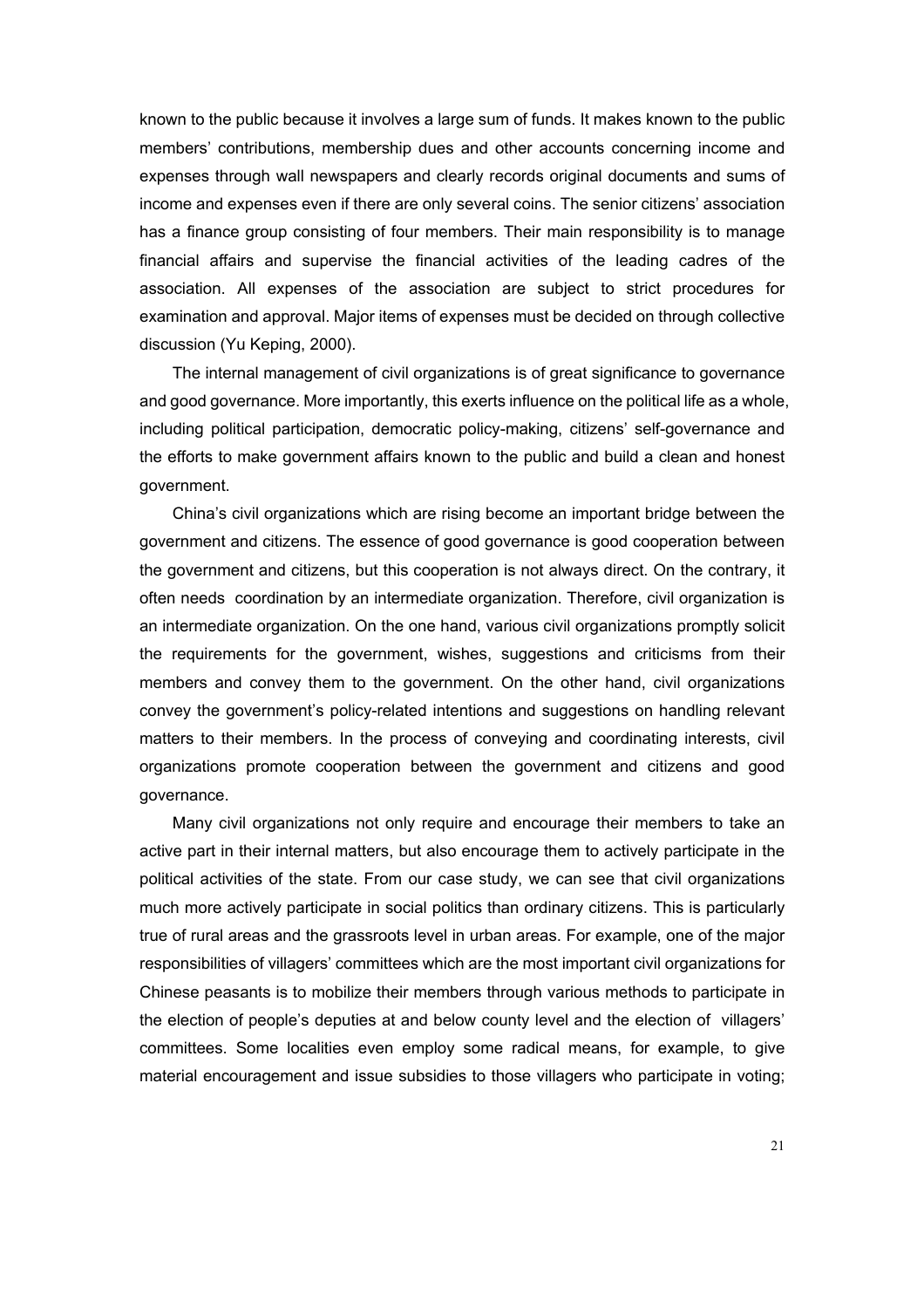known to the public because it involves a large sum of funds. It makes known to the public members' contributions, membership dues and other accounts concerning income and expenses through wall newspapers and clearly records original documents and sums of income and expenses even if there are only several coins. The senior citizens' association has a finance group consisting of four members. Their main responsibility is to manage financial affairs and supervise the financial activities of the leading cadres of the association. All expenses of the association are subject to strict procedures for examination and approval. Major items of expenses must be decided on through collective discussion (Yu Keping, 2000).

The internal management of civil organizations is of great significance to governance and good governance. More importantly, this exerts influence on the political life as a whole, including political participation, democratic policy-making, citizens' self-governance and the efforts to make government affairs known to the public and build a clean and honest government.

China's civil organizations which are rising become an important bridge between the government and citizens. The essence of good governance is good cooperation between the government and citizens, but this cooperation is not always direct. On the contrary, it often needs coordination by an intermediate organization. Therefore, civil organization is an intermediate organization. On the one hand, various civil organizations promptly solicit the requirements for the government, wishes, suggestions and criticisms from their members and convey them to the government. On the other hand, civil organizations convey the government's policy-related intentions and suggestions on handling relevant matters to their members. In the process of conveying and coordinating interests, civil organizations promote cooperation between the government and citizens and good governance.

Many civil organizations not only require and encourage their members to take an active part in their internal matters, but also encourage them to actively participate in the political activities of the state. From our case study, we can see that civil organizations much more actively participate in social politics than ordinary citizens. This is particularly true of rural areas and the grassroots level in urban areas. For example, one of the major responsibilities of villagers' committees which are the most important civil organizations for Chinese peasants is to mobilize their members through various methods to participate in the election of people's deputies at and below county level and the election of villagers' committees. Some localities even employ some radical means, for example, to give material encouragement and issue subsidies to those villagers who participate in voting;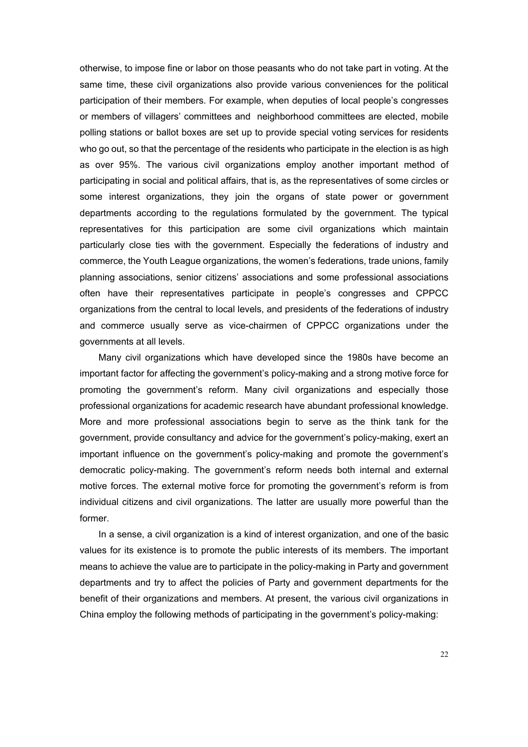otherwise, to impose fine or labor on those peasants who do not take part in voting. At the same time, these civil organizations also provide various conveniences for the political participation of their members. For example, when deputies of local people's congresses or members of villagers' committees and neighborhood committees are elected, mobile polling stations or ballot boxes are set up to provide special voting services for residents who go out, so that the percentage of the residents who participate in the election is as high as over 95%. The various civil organizations employ another important method of participating in social and political affairs, that is, as the representatives of some circles or some interest organizations, they join the organs of state power or government departments according to the regulations formulated by the government. The typical representatives for this participation are some civil organizations which maintain particularly close ties with the government. Especially the federations of industry and commerce, the Youth League organizations, the women's federations, trade unions, family planning associations, senior citizens' associations and some professional associations often have their representatives participate in people's congresses and CPPCC organizations from the central to local levels, and presidents of the federations of industry and commerce usually serve as vice-chairmen of CPPCC organizations under the governments at all levels.

Many civil organizations which have developed since the 1980s have become an important factor for affecting the government's policy-making and a strong motive force for promoting the government's reform. Many civil organizations and especially those professional organizations for academic research have abundant professional knowledge. More and more professional associations begin to serve as the think tank for the government, provide consultancy and advice for the government's policy-making, exert an important influence on the government's policy-making and promote the government's democratic policy-making. The government's reform needs both internal and external motive forces. The external motive force for promoting the government's reform is from individual citizens and civil organizations. The latter are usually more powerful than the former.

In a sense, a civil organization is a kind of interest organization, and one of the basic values for its existence is to promote the public interests of its members. The important means to achieve the value are to participate in the policy-making in Party and government departments and try to affect the policies of Party and government departments for the benefit of their organizations and members. At present, the various civil organizations in China employ the following methods of participating in the government's policy-making: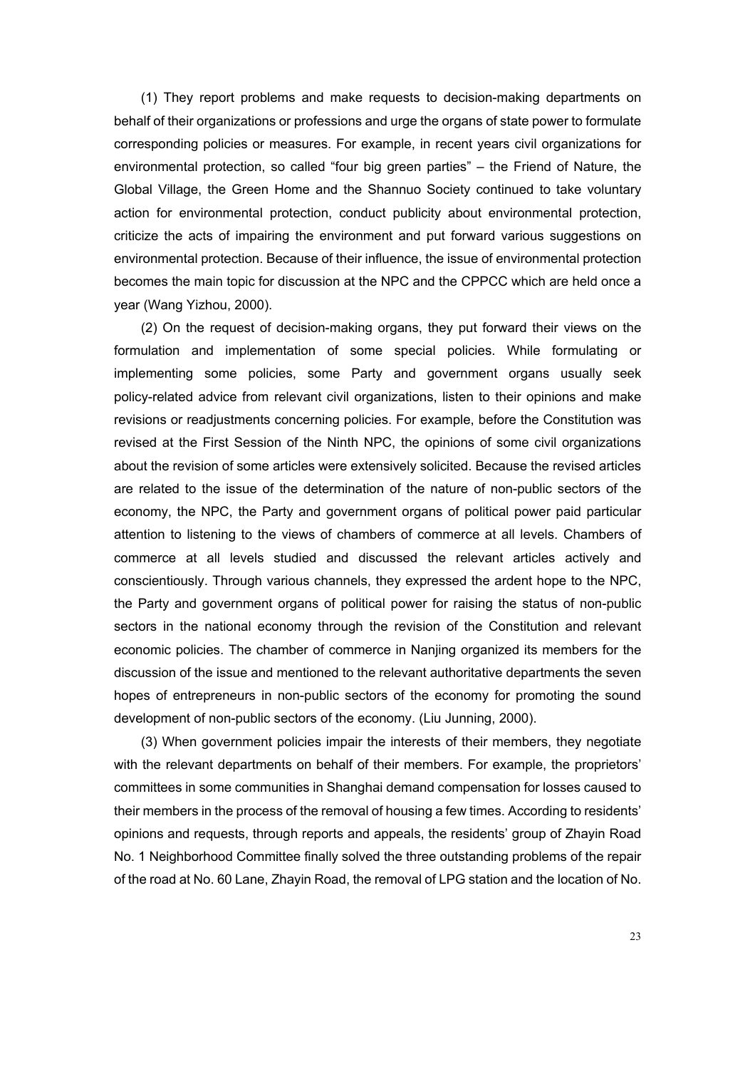(1) They report problems and make requests to decision-making departments on behalf of their organizations or professions and urge the organs of state power to formulate corresponding policies or measures. For example, in recent years civil organizations for environmental protection, so called “four big green parties” – the Friend of Nature, the Global Village, the Green Home and the Shannuo Society continued to take voluntary action for environmental protection, conduct publicity about environmental protection, criticize the acts of impairing the environment and put forward various suggestions on environmental protection. Because of their influence, the issue of environmental protection becomes the main topic for discussion at the NPC and the CPPCC which are held once a year (Wang Yizhou, 2000).

(2) On the request of decision-making organs, they put forward their views on the formulation and implementation of some special policies. While formulating or implementing some policies, some Party and government organs usually seek policy-related advice from relevant civil organizations, listen to their opinions and make revisions or readjustments concerning policies. For example, before the Constitution was revised at the First Session of the Ninth NPC, the opinions of some civil organizations about the revision of some articles were extensively solicited. Because the revised articles are related to the issue of the determination of the nature of non-public sectors of the economy, the NPC, the Party and government organs of political power paid particular attention to listening to the views of chambers of commerce at all levels. Chambers of commerce at all levels studied and discussed the relevant articles actively and conscientiously. Through various channels, they expressed the ardent hope to the NPC, the Party and government organs of political power for raising the status of non-public sectors in the national economy through the revision of the Constitution and relevant economic policies. The chamber of commerce in Nanjing organized its members for the discussion of the issue and mentioned to the relevant authoritative departments the seven hopes of entrepreneurs in non-public sectors of the economy for promoting the sound development of non-public sectors of the economy. (Liu Junning, 2000).

(3) When government policies impair the interests of their members, they negotiate with the relevant departments on behalf of their members. For example, the proprietors' committees in some communities in Shanghai demand compensation for losses caused to their members in the process of the removal of housing a few times. According to residents' opinions and requests, through reports and appeals, the residents' group of Zhayin Road No. 1 Neighborhood Committee finally solved the three outstanding problems of the repair of the road at No. 60 Lane, Zhayin Road, the removal of LPG station and the location of No.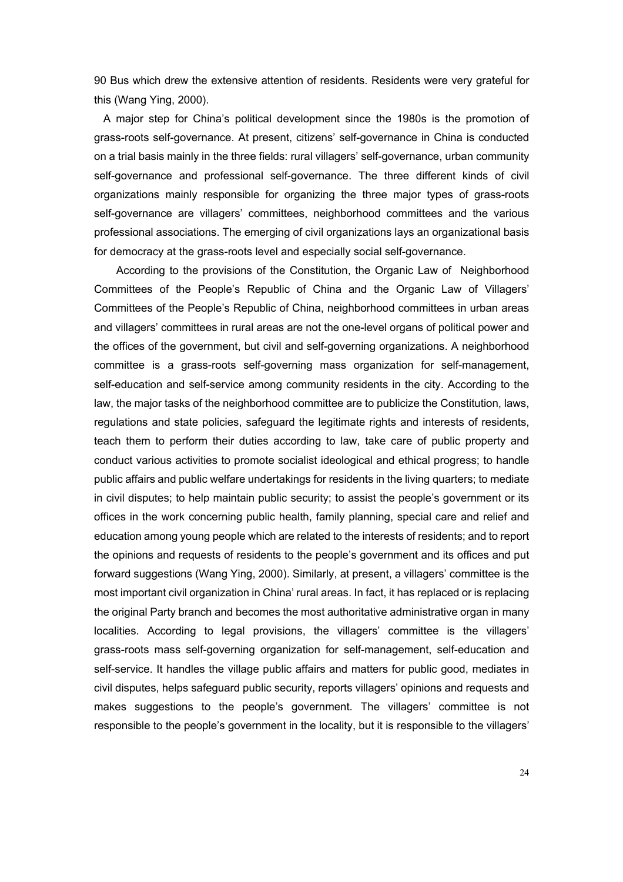90 Bus which drew the extensive attention of residents. Residents were very grateful for this (Wang Ying, 2000).

A major step for China's political development since the 1980s is the promotion of grass-roots self-governance. At present, citizens' self-governance in China is conducted on a trial basis mainly in the three fields: rural villagers' self-governance, urban community self-governance and professional self-governance. The three different kinds of civil organizations mainly responsible for organizing the three major types of grass-roots self-governance are villagers' committees, neighborhood committees and the various professional associations. The emerging of civil organizations lays an organizational basis for democracy at the grass-roots level and especially social self-governance.

According to the provisions of the Constitution, the Organic Law of Neighborhood Committees of the People's Republic of China and the Organic Law of Villagers' Committees of the People's Republic of China, neighborhood committees in urban areas and villagers' committees in rural areas are not the one-level organs of political power and the offices of the government, but civil and self-governing organizations. A neighborhood committee is a grass-roots self-governing mass organization for self-management, self-education and self-service among community residents in the city. According to the law, the major tasks of the neighborhood committee are to publicize the Constitution, laws, regulations and state policies, safeguard the legitimate rights and interests of residents, teach them to perform their duties according to law, take care of public property and conduct various activities to promote socialist ideological and ethical progress; to handle public affairs and public welfare undertakings for residents in the living quarters; to mediate in civil disputes; to help maintain public security; to assist the people's government or its offices in the work concerning public health, family planning, special care and relief and education among young people which are related to the interests of residents; and to report the opinions and requests of residents to the people's government and its offices and put forward suggestions (Wang Ying, 2000). Similarly, at present, a villagers' committee is the most important civil organization in China' rural areas. In fact, it has replaced or is replacing the original Party branch and becomes the most authoritative administrative organ in many localities. According to legal provisions, the villagers' committee is the villagers' grass-roots mass self-governing organization for self-management, self-education and self-service. It handles the village public affairs and matters for public good, mediates in civil disputes, helps safeguard public security, reports villagers' opinions and requests and makes suggestions to the people's government. The villagers' committee is not responsible to the people's government in the locality, but it is responsible to the villagers'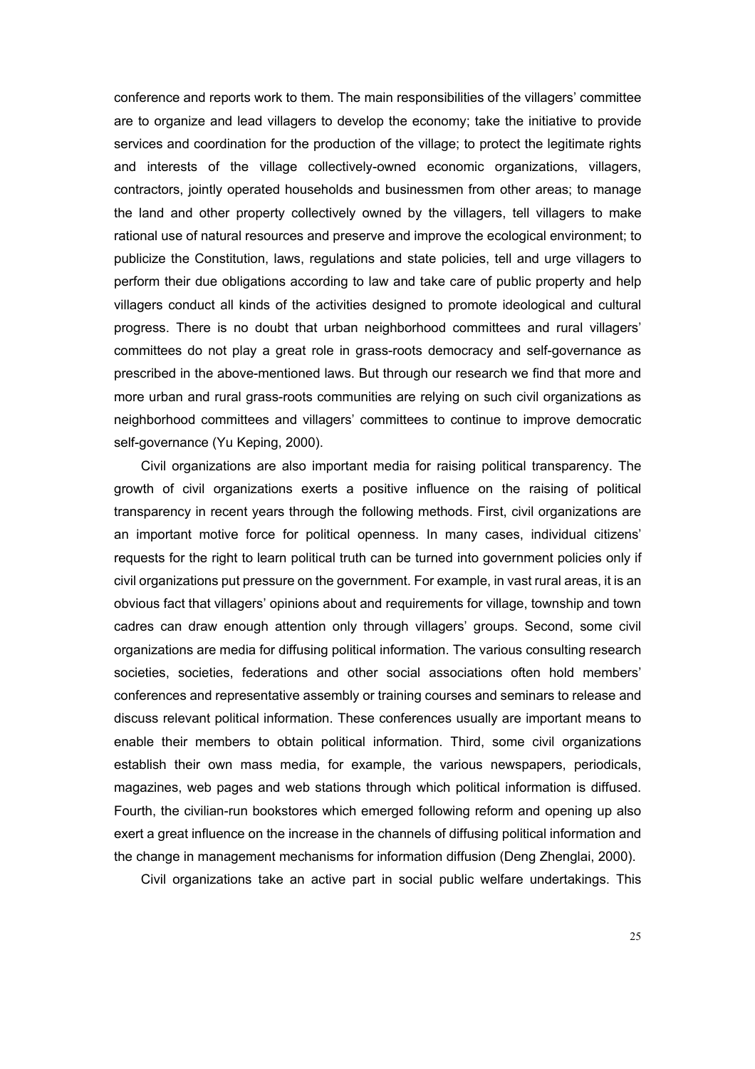conference and reports work to them. The main responsibilities of the villagers' committee are to organize and lead villagers to develop the economy; take the initiative to provide services and coordination for the production of the village; to protect the legitimate rights and interests of the village collectively-owned economic organizations, villagers, contractors, jointly operated households and businessmen from other areas; to manage the land and other property collectively owned by the villagers, tell villagers to make rational use of natural resources and preserve and improve the ecological environment; to publicize the Constitution, laws, regulations and state policies, tell and urge villagers to perform their due obligations according to law and take care of public property and help villagers conduct all kinds of the activities designed to promote ideological and cultural progress. There is no doubt that urban neighborhood committees and rural villagers' committees do not play a great role in grass-roots democracy and self-governance as prescribed in the above-mentioned laws. But through our research we find that more and more urban and rural grass-roots communities are relying on such civil organizations as neighborhood committees and villagers' committees to continue to improve democratic self-governance (Yu Keping, 2000).

Civil organizations are also important media for raising political transparency. The growth of civil organizations exerts a positive influence on the raising of political transparency in recent years through the following methods. First, civil organizations are an important motive force for political openness. In many cases, individual citizens' requests for the right to learn political truth can be turned into government policies only if civil organizations put pressure on the government. For example, in vast rural areas, it is an obvious fact that villagers' opinions about and requirements for village, township and town cadres can draw enough attention only through villagers' groups. Second, some civil organizations are media for diffusing political information. The various consulting research societies, societies, federations and other social associations often hold members' conferences and representative assembly or training courses and seminars to release and discuss relevant political information. These conferences usually are important means to enable their members to obtain political information. Third, some civil organizations establish their own mass media, for example, the various newspapers, periodicals, magazines, web pages and web stations through which political information is diffused. Fourth, the civilian-run bookstores which emerged following reform and opening up also exert a great influence on the increase in the channels of diffusing political information and the change in management mechanisms for information diffusion (Deng Zhenglai, 2000).

Civil organizations take an active part in social public welfare undertakings. This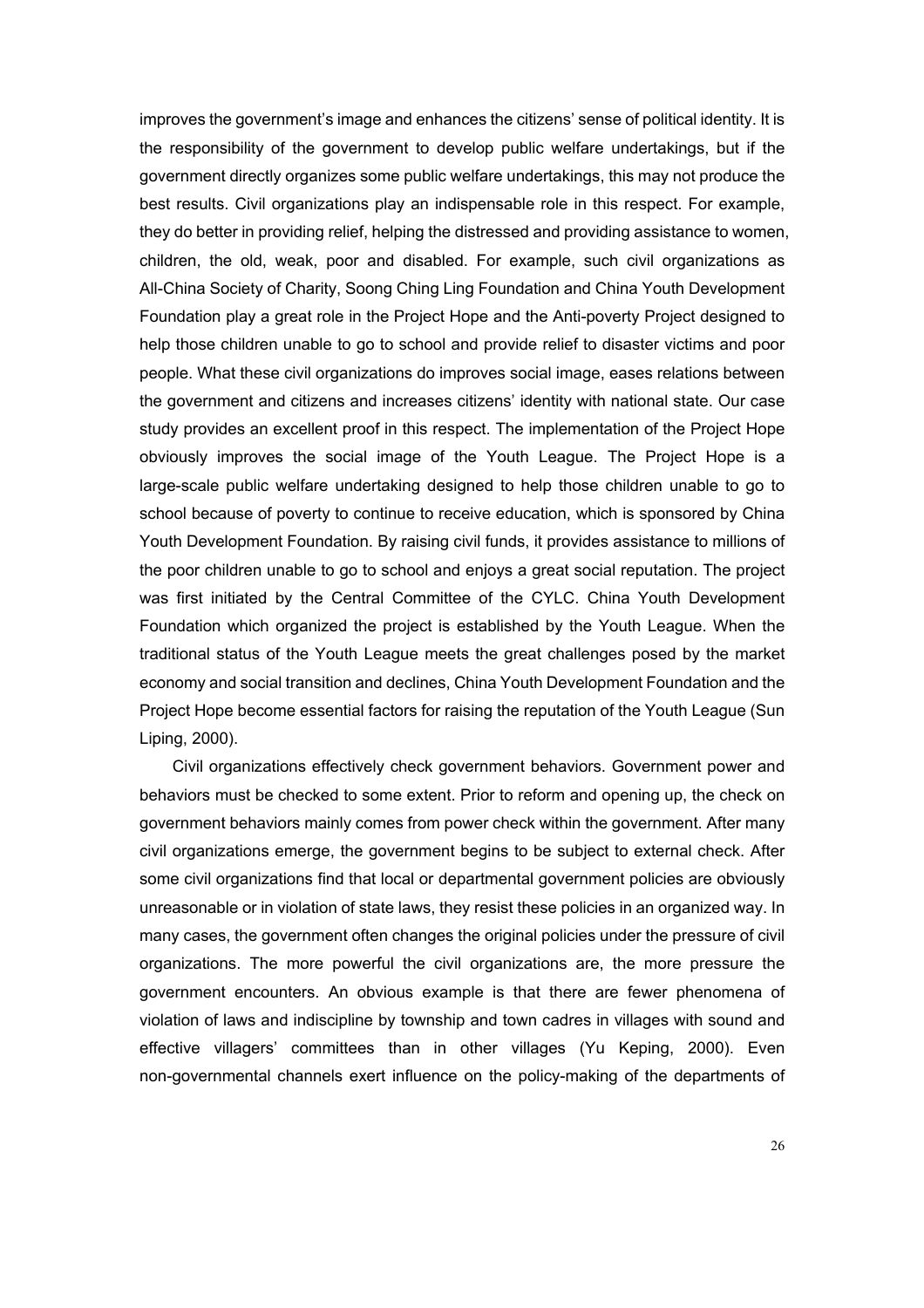improves the government's image and enhances the citizens' sense of political identity. It is the responsibility of the government to develop public welfare undertakings, but if the government directly organizes some public welfare undertakings, this may not produce the best results. Civil organizations play an indispensable role in this respect. For example, they do better in providing relief, helping the distressed and providing assistance to women, children, the old, weak, poor and disabled. For example, such civil organizations as All-China Society of Charity, Soong Ching Ling Foundation and China Youth Development Foundation play a great role in the Project Hope and the Anti-poverty Project designed to help those children unable to go to school and provide relief to disaster victims and poor people. What these civil organizations do improves social image, eases relations between the government and citizens and increases citizens' identity with national state. Our case study provides an excellent proof in this respect. The implementation of the Project Hope obviously improves the social image of the Youth League. The Project Hope is a large-scale public welfare undertaking designed to help those children unable to go to school because of poverty to continue to receive education, which is sponsored by China Youth Development Foundation. By raising civil funds, it provides assistance to millions of the poor children unable to go to school and enjoys a great social reputation. The project was first initiated by the Central Committee of the CYLC. China Youth Development Foundation which organized the project is established by the Youth League. When the traditional status of the Youth League meets the great challenges posed by the market economy and social transition and declines, China Youth Development Foundation and the Project Hope become essential factors for raising the reputation of the Youth League (Sun Liping, 2000).

Civil organizations effectively check government behaviors. Government power and behaviors must be checked to some extent. Prior to reform and opening up, the check on government behaviors mainly comes from power check within the government. After many civil organizations emerge, the government begins to be subject to external check. After some civil organizations find that local or departmental government policies are obviously unreasonable or in violation of state laws, they resist these policies in an organized way. In many cases, the government often changes the original policies under the pressure of civil organizations. The more powerful the civil organizations are, the more pressure the government encounters. An obvious example is that there are fewer phenomena of violation of laws and indiscipline by township and town cadres in villages with sound and effective villagers' committees than in other villages (Yu Keping, 2000). Even non-governmental channels exert influence on the policy-making of the departments of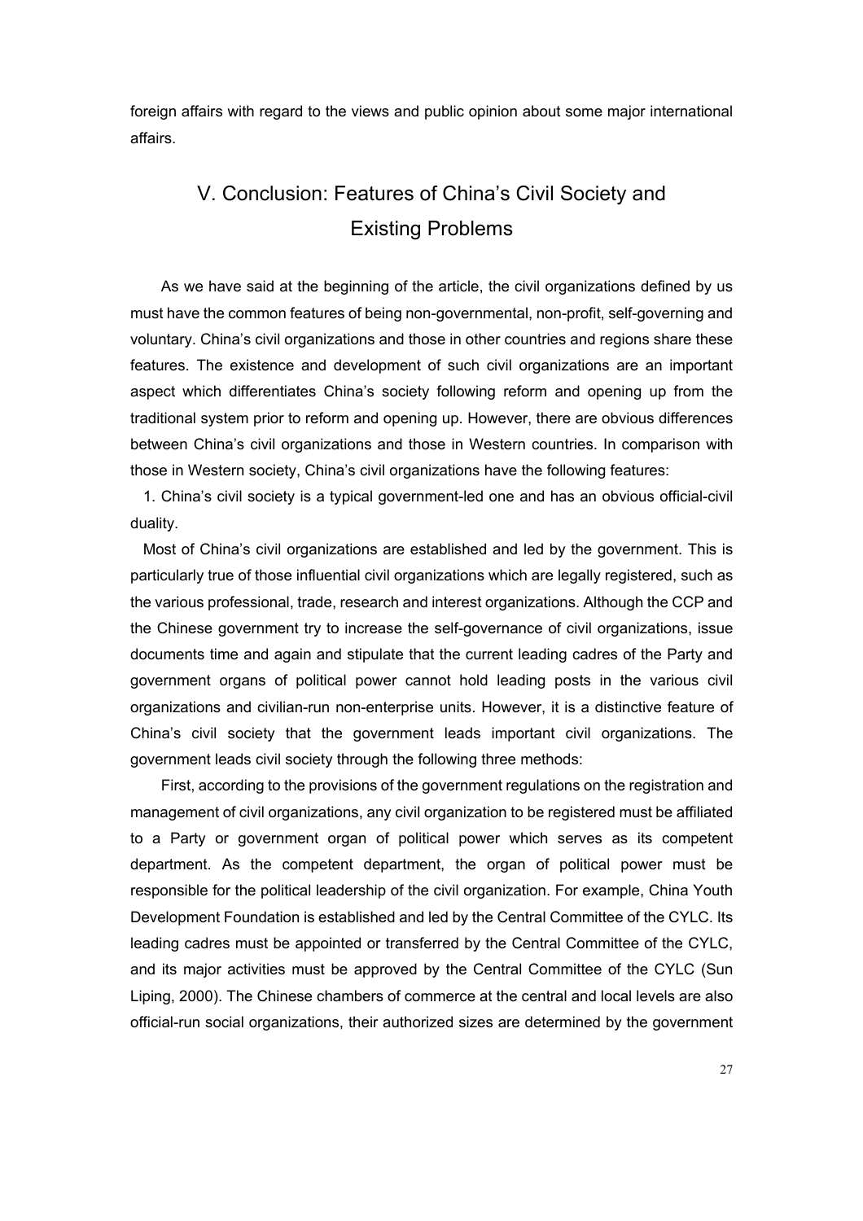foreign affairs with regard to the views and public opinion about some major international affairs.

## V. Conclusion: Features of China's Civil Society and Existing Problems

As we have said at the beginning of the article, the civil organizations defined by us must have the common features of being non-governmental, non-profit, self-governing and voluntary. China's civil organizations and those in other countries and regions share these features. The existence and development of such civil organizations are an important aspect which differentiates China's society following reform and opening up from the traditional system prior to reform and opening up. However, there are obvious differences between China's civil organizations and those in Western countries. In comparison with those in Western society, China's civil organizations have the following features:

1. China's civil society is a typical government-led one and has an obvious official-civil duality.

Most of China's civil organizations are established and led by the government. This is particularly true of those influential civil organizations which are legally registered, such as the various professional, trade, research and interest organizations. Although the CCP and the Chinese government try to increase the self-governance of civil organizations, issue documents time and again and stipulate that the current leading cadres of the Party and government organs of political power cannot hold leading posts in the various civil organizations and civilian-run non-enterprise units. However, it is a distinctive feature of China's civil society that the government leads important civil organizations. The government leads civil society through the following three methods:

First, according to the provisions of the government regulations on the registration and management of civil organizations, any civil organization to be registered must be affiliated to a Party or government organ of political power which serves as its competent department. As the competent department, the organ of political power must be responsible for the political leadership of the civil organization. For example, China Youth Development Foundation is established and led by the Central Committee of the CYLC. Its leading cadres must be appointed or transferred by the Central Committee of the CYLC, and its major activities must be approved by the Central Committee of the CYLC (Sun Liping, 2000). The Chinese chambers of commerce at the central and local levels are also official-run social organizations, their authorized sizes are determined by the government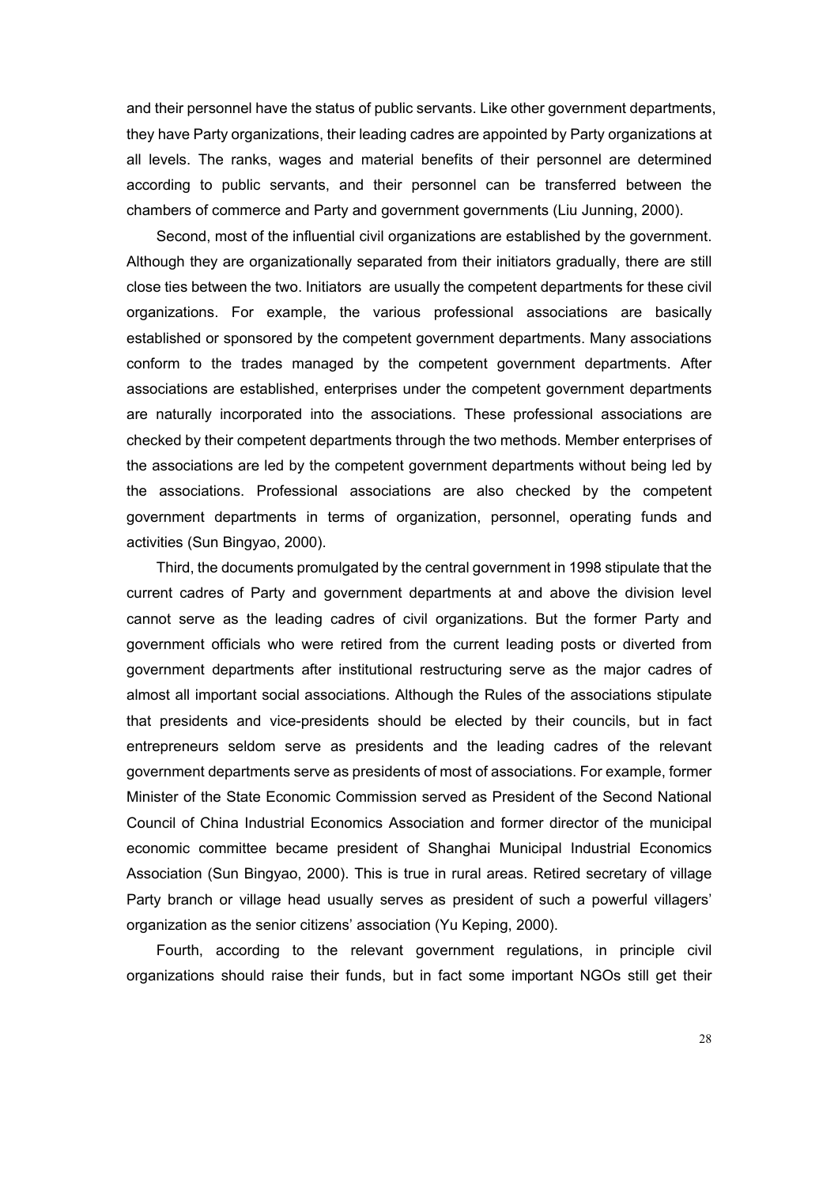and their personnel have the status of public servants. Like other government departments, they have Party organizations, their leading cadres are appointed by Party organizations at all levels. The ranks, wages and material benefits of their personnel are determined according to public servants, and their personnel can be transferred between the chambers of commerce and Party and government governments (Liu Junning, 2000).

Second, most of the influential civil organizations are established by the government. Although they are organizationally separated from their initiators gradually, there are still close ties between the two. Initiators are usually the competent departments for these civil organizations. For example, the various professional associations are basically established or sponsored by the competent government departments. Many associations conform to the trades managed by the competent government departments. After associations are established, enterprises under the competent government departments are naturally incorporated into the associations. These professional associations are checked by their competent departments through the two methods. Member enterprises of the associations are led by the competent government departments without being led by the associations. Professional associations are also checked by the competent government departments in terms of organization, personnel, operating funds and activities (Sun Bingyao, 2000).

Third, the documents promulgated by the central government in 1998 stipulate that the current cadres of Party and government departments at and above the division level cannot serve as the leading cadres of civil organizations. But the former Party and government officials who were retired from the current leading posts or diverted from government departments after institutional restructuring serve as the major cadres of almost all important social associations. Although the Rules of the associations stipulate that presidents and vice-presidents should be elected by their councils, but in fact entrepreneurs seldom serve as presidents and the leading cadres of the relevant government departments serve as presidents of most of associations. For example, former Minister of the State Economic Commission served as President of the Second National Council of China Industrial Economics Association and former director of the municipal economic committee became president of Shanghai Municipal Industrial Economics Association (Sun Bingyao, 2000). This is true in rural areas. Retired secretary of village Party branch or village head usually serves as president of such a powerful villagers' organization as the senior citizens' association (Yu Keping, 2000).

Fourth, according to the relevant government regulations, in principle civil organizations should raise their funds, but in fact some important NGOs still get their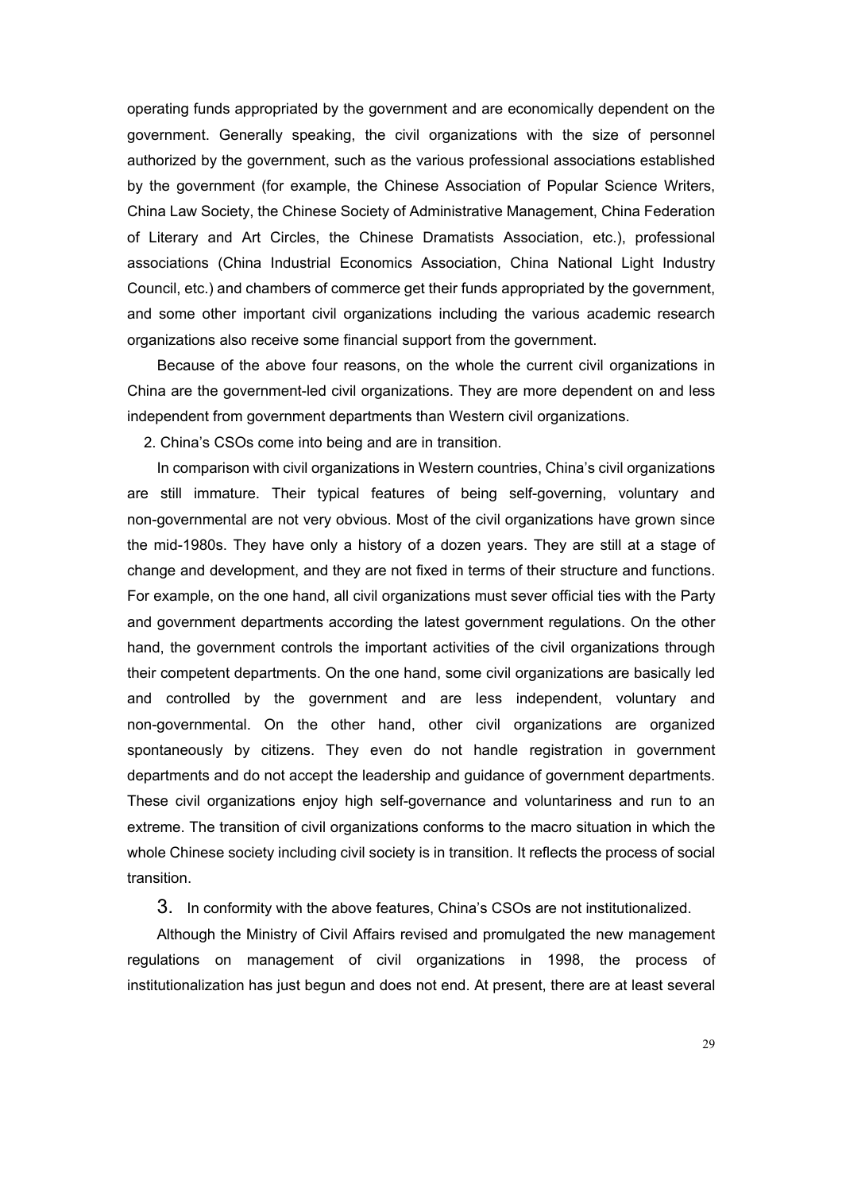operating funds appropriated by the government and are economically dependent on the government. Generally speaking, the civil organizations with the size of personnel authorized by the government, such as the various professional associations established by the government (for example, the Chinese Association of Popular Science Writers, China Law Society, the Chinese Society of Administrative Management, China Federation of Literary and Art Circles, the Chinese Dramatists Association, etc.), professional associations (China Industrial Economics Association, China National Light Industry Council, etc.) and chambers of commerce get their funds appropriated by the government, and some other important civil organizations including the various academic research organizations also receive some financial support from the government.

Because of the above four reasons, on the whole the current civil organizations in China are the government-led civil organizations. They are more dependent on and less independent from government departments than Western civil organizations.

2. China's CSOs come into being and are in transition.

In comparison with civil organizations in Western countries, China's civil organizations are still immature. Their typical features of being self-governing, voluntary and non-governmental are not very obvious. Most of the civil organizations have grown since the mid-1980s. They have only a history of a dozen years. They are still at a stage of change and development, and they are not fixed in terms of their structure and functions. For example, on the one hand, all civil organizations must sever official ties with the Party and government departments according the latest government regulations. On the other hand, the government controls the important activities of the civil organizations through their competent departments. On the one hand, some civil organizations are basically led and controlled by the government and are less independent, voluntary and non-governmental. On the other hand, other civil organizations are organized spontaneously by citizens. They even do not handle registration in government departments and do not accept the leadership and guidance of government departments. These civil organizations enjoy high self-governance and voluntariness and run to an extreme. The transition of civil organizations conforms to the macro situation in which the whole Chinese society including civil society is in transition. It reflects the process of social transition.

3. In conformity with the above features, China's CSOs are not institutionalized.

Although the Ministry of Civil Affairs revised and promulgated the new management regulations on management of civil organizations in 1998, the process of institutionalization has just begun and does not end. At present, there are at least several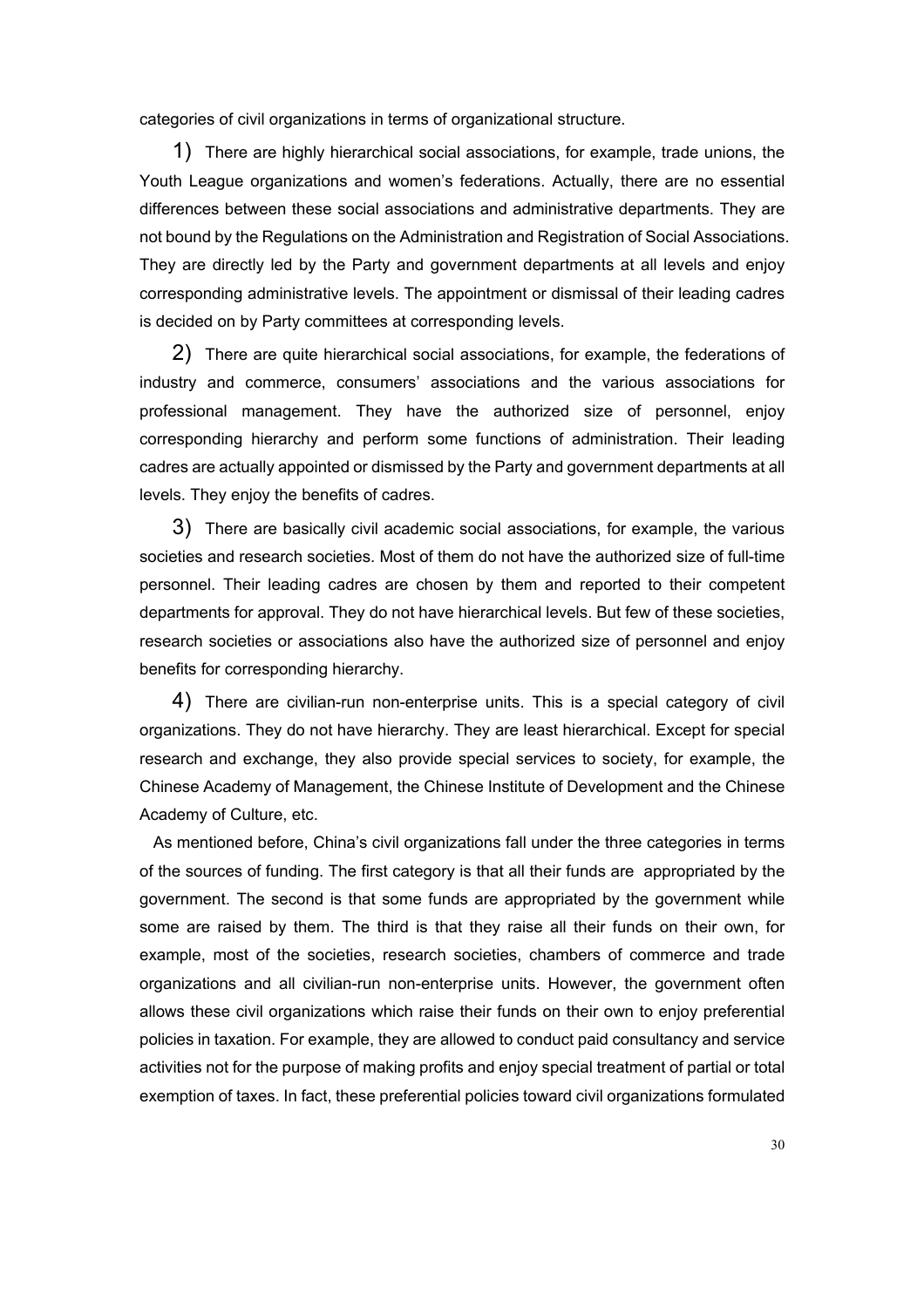categories of civil organizations in terms of organizational structure.

1) There are highly hierarchical social associations, for example, trade unions, the Youth League organizations and women's federations. Actually, there are no essential differences between these social associations and administrative departments. They are not bound by the Regulations on the Administration and Registration of Social Associations. They are directly led by the Party and government departments at all levels and enjoy corresponding administrative levels. The appointment or dismissal of their leading cadres is decided on by Party committees at corresponding levels.

2) There are quite hierarchical social associations, for example, the federations of industry and commerce, consumers' associations and the various associations for professional management. They have the authorized size of personnel, enjoy corresponding hierarchy and perform some functions of administration. Their leading cadres are actually appointed or dismissed by the Party and government departments at all levels. They enjoy the benefits of cadres.

3) There are basically civil academic social associations, for example, the various societies and research societies. Most of them do not have the authorized size of full-time personnel. Their leading cadres are chosen by them and reported to their competent departments for approval. They do not have hierarchical levels. But few of these societies, research societies or associations also have the authorized size of personnel and enjoy benefits for corresponding hierarchy.

4) There are civilian-run non-enterprise units. This is a special category of civil organizations. They do not have hierarchy. They are least hierarchical. Except for special research and exchange, they also provide special services to society, for example, the Chinese Academy of Management, the Chinese Institute of Development and the Chinese Academy of Culture, etc.

As mentioned before, China's civil organizations fall under the three categories in terms of the sources of funding. The first category is that all their funds are appropriated by the government. The second is that some funds are appropriated by the government while some are raised by them. The third is that they raise all their funds on their own, for example, most of the societies, research societies, chambers of commerce and trade organizations and all civilian-run non-enterprise units. However, the government often allows these civil organizations which raise their funds on their own to enjoy preferential policies in taxation. For example, they are allowed to conduct paid consultancy and service activities not for the purpose of making profits and enjoy special treatment of partial or total exemption of taxes. In fact, these preferential policies toward civil organizations formulated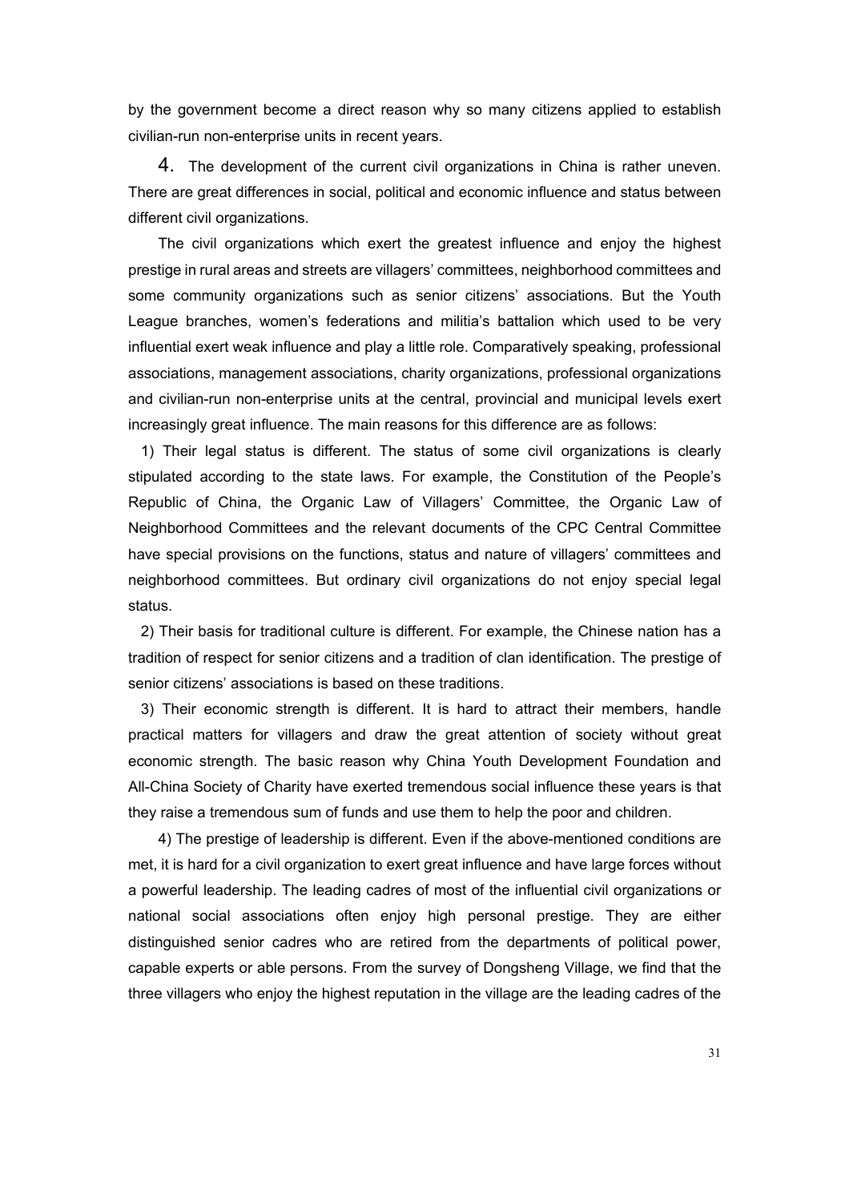by the government become a direct reason why so many citizens applied to establish civilian-run non-enterprise units in recent years.

4. The development of the current civil organizations in China is rather uneven. There are great differences in social, political and economic influence and status between different civil organizations.

The civil organizations which exert the greatest influence and enjoy the highest prestige in rural areas and streets are villagers' committees, neighborhood committees and some community organizations such as senior citizens' associations. But the Youth League branches, women's federations and militia's battalion which used to be very influential exert weak influence and play a little role. Comparatively speaking, professional associations, management associations, charity organizations, professional organizations and civilian-run non-enterprise units at the central, provincial and municipal levels exert increasingly great influence. The main reasons for this difference are as follows:

1) Their legal status is different. The status of some civil organizations is clearly stipulated according to the state laws. For example, the Constitution of the People's Republic of China, the Organic Law of Villagers' Committee, the Organic Law of Neighborhood Committees and the relevant documents of the CPC Central Committee have special provisions on the functions, status and nature of villagers' committees and neighborhood committees. But ordinary civil organizations do not enjoy special legal status.

2) Their basis for traditional culture is different. For example, the Chinese nation has a tradition of respect for senior citizens and a tradition of clan identification. The prestige of senior citizens' associations is based on these traditions.

3) Their economic strength is different. It is hard to attract their members, handle practical matters for villagers and draw the great attention of society without great economic strength. The basic reason why China Youth Development Foundation and All-China Society of Charity have exerted tremendous social influence these years is that they raise a tremendous sum of funds and use them to help the poor and children.

4) The prestige of leadership is different. Even if the above-mentioned conditions are met, it is hard for a civil organization to exert great influence and have large forces without a powerful leadership. The leading cadres of most of the influential civil organizations or national social associations often enjoy high personal prestige. They are either distinguished senior cadres who are retired from the departments of political power, capable experts or able persons. From the survey of Dongsheng Village, we find that the three villagers who enjoy the highest reputation in the village are the leading cadres of the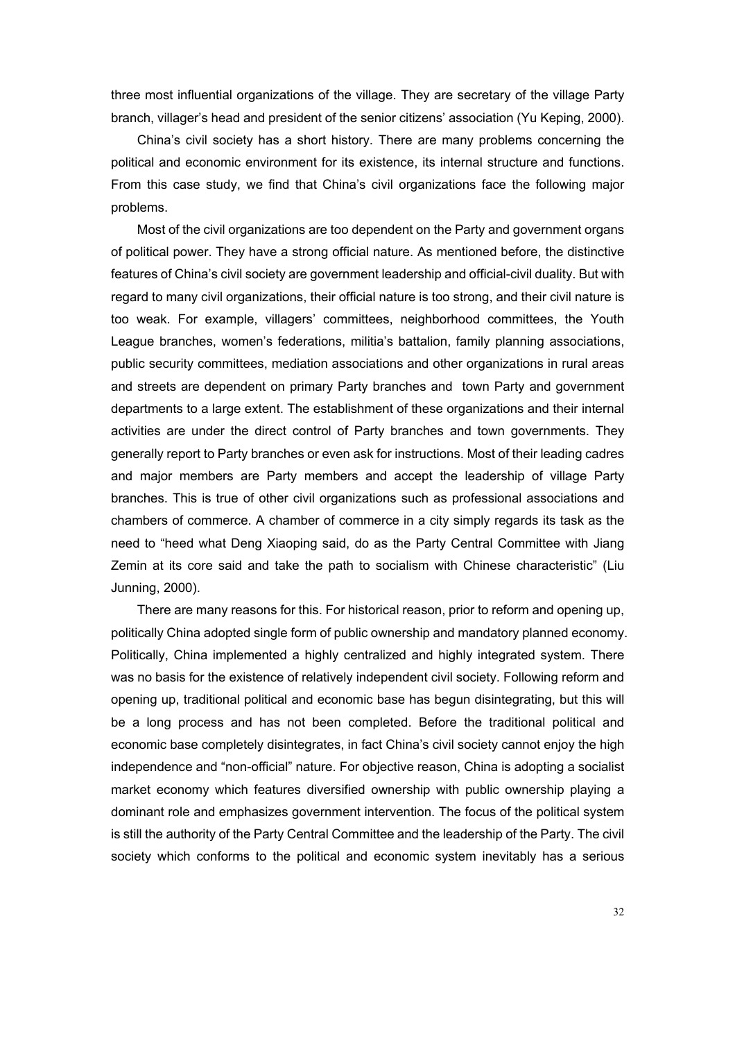three most influential organizations of the village. They are secretary of the village Party branch, villager's head and president of the senior citizens' association (Yu Keping, 2000).

China's civil society has a short history. There are many problems concerning the political and economic environment for its existence, its internal structure and functions. From this case study, we find that China's civil organizations face the following major problems.

Most of the civil organizations are too dependent on the Party and government organs of political power. They have a strong official nature. As mentioned before, the distinctive features of China's civil society are government leadership and official-civil duality. But with regard to many civil organizations, their official nature is too strong, and their civil nature is too weak. For example, villagers' committees, neighborhood committees, the Youth League branches, women's federations, militia's battalion, family planning associations, public security committees, mediation associations and other organizations in rural areas and streets are dependent on primary Party branches and town Party and government departments to a large extent. The establishment of these organizations and their internal activities are under the direct control of Party branches and town governments. They generally report to Party branches or even ask for instructions. Most of their leading cadres and major members are Party members and accept the leadership of village Party branches. This is true of other civil organizations such as professional associations and chambers of commerce. A chamber of commerce in a city simply regards its task as the need to "heed what Deng Xiaoping said, do as the Party Central Committee with Jiang Zemin at its core said and take the path to socialism with Chinese characteristic" (Liu Junning, 2000).

There are many reasons for this. For historical reason, prior to reform and opening up, politically China adopted single form of public ownership and mandatory planned economy. Politically, China implemented a highly centralized and highly integrated system. There was no basis for the existence of relatively independent civil society. Following reform and opening up, traditional political and economic base has begun disintegrating, but this will be a long process and has not been completed. Before the traditional political and economic base completely disintegrates, in fact China's civil society cannot enjoy the high independence and "non-official" nature. For objective reason, China is adopting a socialist market economy which features diversified ownership with public ownership playing a dominant role and emphasizes government intervention. The focus of the political system is still the authority of the Party Central Committee and the leadership of the Party. The civil society which conforms to the political and economic system inevitably has a serious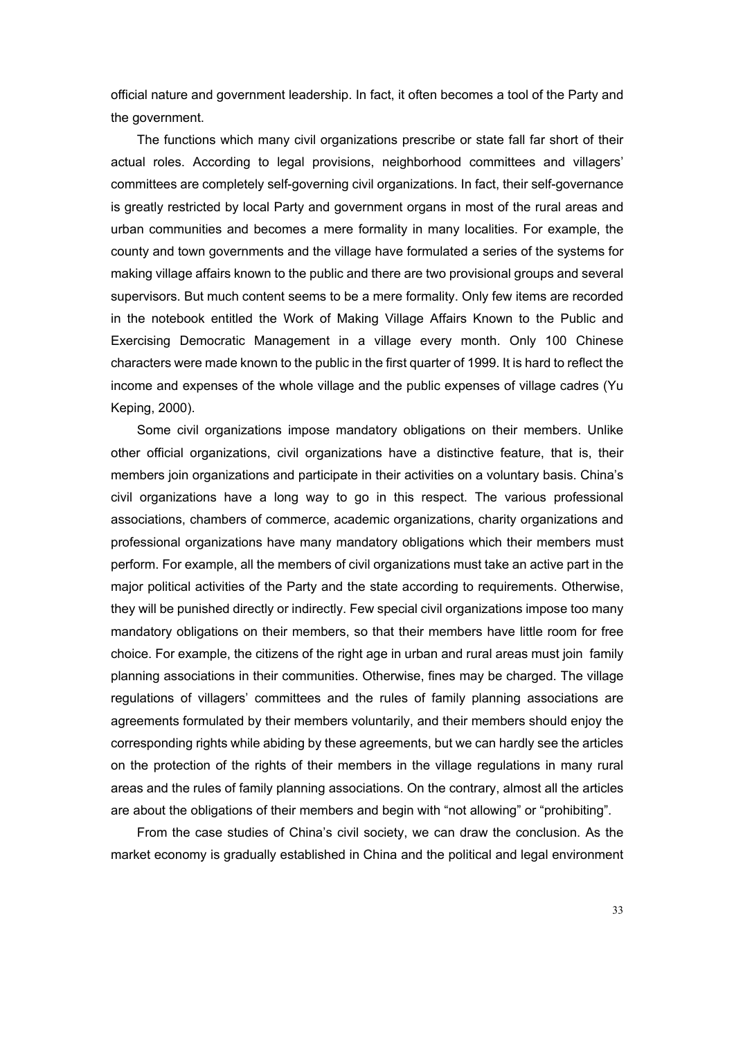official nature and government leadership. In fact, it often becomes a tool of the Party and the government.

The functions which many civil organizations prescribe or state fall far short of their actual roles. According to legal provisions, neighborhood committees and villagers' committees are completely self-governing civil organizations. In fact, their self-governance is greatly restricted by local Party and government organs in most of the rural areas and urban communities and becomes a mere formality in many localities. For example, the county and town governments and the village have formulated a series of the systems for making village affairs known to the public and there are two provisional groups and several supervisors. But much content seems to be a mere formality. Only few items are recorded in the notebook entitled the Work of Making Village Affairs Known to the Public and Exercising Democratic Management in a village every month. Only 100 Chinese characters were made known to the public in the first quarter of 1999. It is hard to reflect the income and expenses of the whole village and the public expenses of village cadres (Yu Keping, 2000).

Some civil organizations impose mandatory obligations on their members. Unlike other official organizations, civil organizations have a distinctive feature, that is, their members join organizations and participate in their activities on a voluntary basis. China's civil organizations have a long way to go in this respect. The various professional associations, chambers of commerce, academic organizations, charity organizations and professional organizations have many mandatory obligations which their members must perform. For example, all the members of civil organizations must take an active part in the major political activities of the Party and the state according to requirements. Otherwise, they will be punished directly or indirectly. Few special civil organizations impose too many mandatory obligations on their members, so that their members have little room for free choice. For example, the citizens of the right age in urban and rural areas must join family planning associations in their communities. Otherwise, fines may be charged. The village regulations of villagers' committees and the rules of family planning associations are agreements formulated by their members voluntarily, and their members should enjoy the corresponding rights while abiding by these agreements, but we can hardly see the articles on the protection of the rights of their members in the village regulations in many rural areas and the rules of family planning associations. On the contrary, almost all the articles are about the obligations of their members and begin with "not allowing" or "prohibiting".

From the case studies of China's civil society, we can draw the conclusion. As the market economy is gradually established in China and the political and legal environment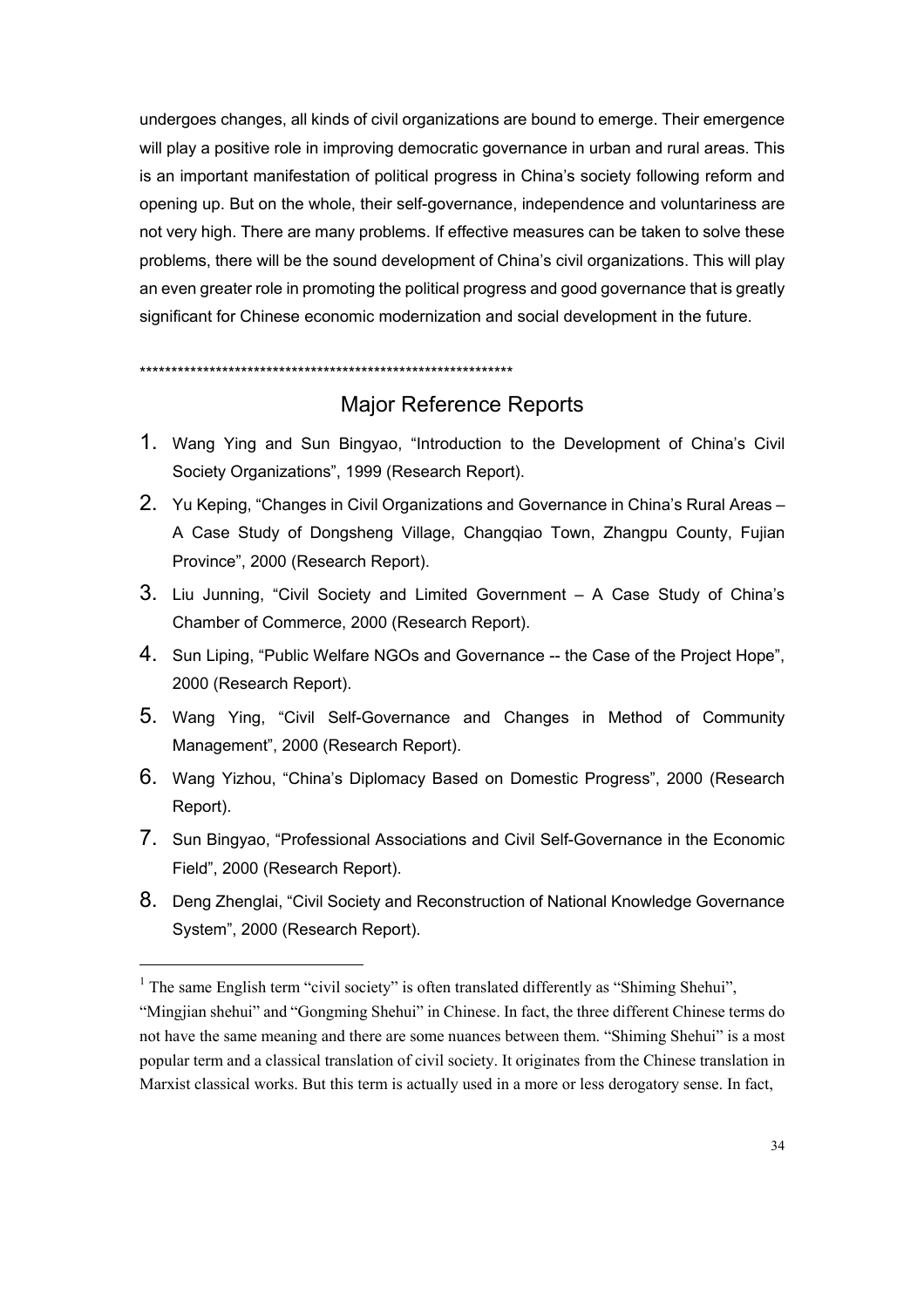undergoes changes, all kinds of civil organizations are bound to emerge. Their emergence will play a positive role in improving democratic governance in urban and rural areas. This is an important manifestation of political progress in China's society following reform and opening up. But on the whole, their self-governance, independence and voluntariness are not very high. There are many problems. If effective measures can be taken to solve these problems, there will be the sound development of China's civil organizations. This will play an even greater role in promoting the political progress and good governance that is greatly significant for Chinese economic modernization and social development in the future.

************************************************************

## Major Reference Reports

1. Wang Ying and Sun Bingyao, "Introduction to the Development of China's Civil Society Organizations", 1999 (Research Report).
2. Yu Keping, "Changes in Civil Organizations and Governance in China's Rural Areas – A Case Study of Dongsheng Village, Changqiao Town, Zhangpu County, Fujian Province", 2000 (Research Report).
3. Liu Junning, "Civil Society and Limited Government – A Case Study of China's Chamber of Commerce, 2000 (Research Report).
4. Sun Liping, "Public Welfare NGOs and Governance -- the Case of the Project Hope", 2000 (Research Report).
5. Wang Ying, "Civil Self-Governance and Changes in Method of Community Management", 2000 (Research Report).
6. Wang Yizhou, "China's Diplomacy Based on Domestic Progress", 2000 (Research Report).
7. Sun Bingyao, "Professional Associations and Civil Self-Governance in the Economic Field", 2000 (Research Report).
8. Deng Zhenglai, "Civil Society and Reconstruction of National Knowledge Governance System", 2000 (Research Report).

---

[1] The same English term "civil society" is often translated differently as "Shiming Shehui", "Mingjian shehui" and "Gongming Shehui" in Chinese. In fact, the three different Chinese terms do not have the same meaning and there are some nuances between them. "Shiming Shehui" is a most popular term and a classical translation of civil society. It originates from the Chinese translation in Marxist classical works. But this term is actually used in a more or less derogatory sense. In fact,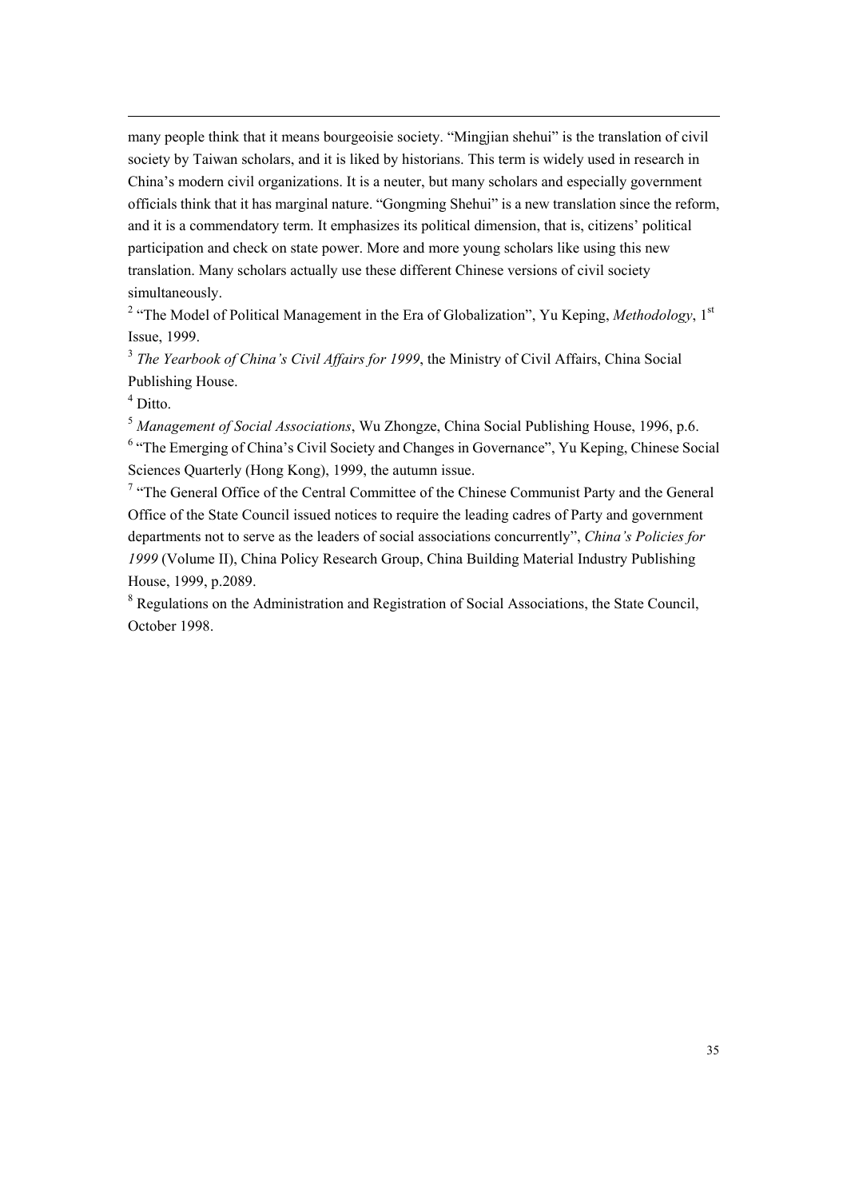many people think that it means bourgeoisie society. "Mingjian shehui" is the translation of civil society by Taiwan scholars, and it is liked by historians. This term is widely used in research in China's modern civil organizations. It is a neuter, but many scholars and especially government officials think that it has marginal nature. "Gongming Shehui" is a new translation since the reform, and it is a commendatory term. It emphasizes its political dimension, that is, citizens' political participation and check on state power. More and more young scholars like using this new translation. Many scholars actually use these different Chinese versions of civil society simultaneously.

[2] "The Model of Political Management in the Era of Globalization", Yu Keping, *Methodology*, 1st Issue, 1999.

[3] *The Yearbook of China's Civil Affairs for 1999*, the Ministry of Civil Affairs, China Social Publishing House.

[4] Ditto.

[5] *Management of Social Associations*, Wu Zhongze, China Social Publishing House, 1996, p.6.

[6] "The Emerging of China's Civil Society and Changes in Governance", Yu Keping, Chinese Social Sciences Quarterly (Hong Kong), 1999, the autumn issue.

[7] "The General Office of the Central Committee of the Chinese Communist Party and the General Office of the State Council issued notices to require the leading cadres of Party and government departments not to serve as the leaders of social associations concurrently", *China's Policies for 1999* (Volume II), China Policy Research Group, China Building Material Industry Publishing House, 1999, p.2089.

[8] Regulations on the Administration and Registration of Social Associations, the State Council, October 1998.